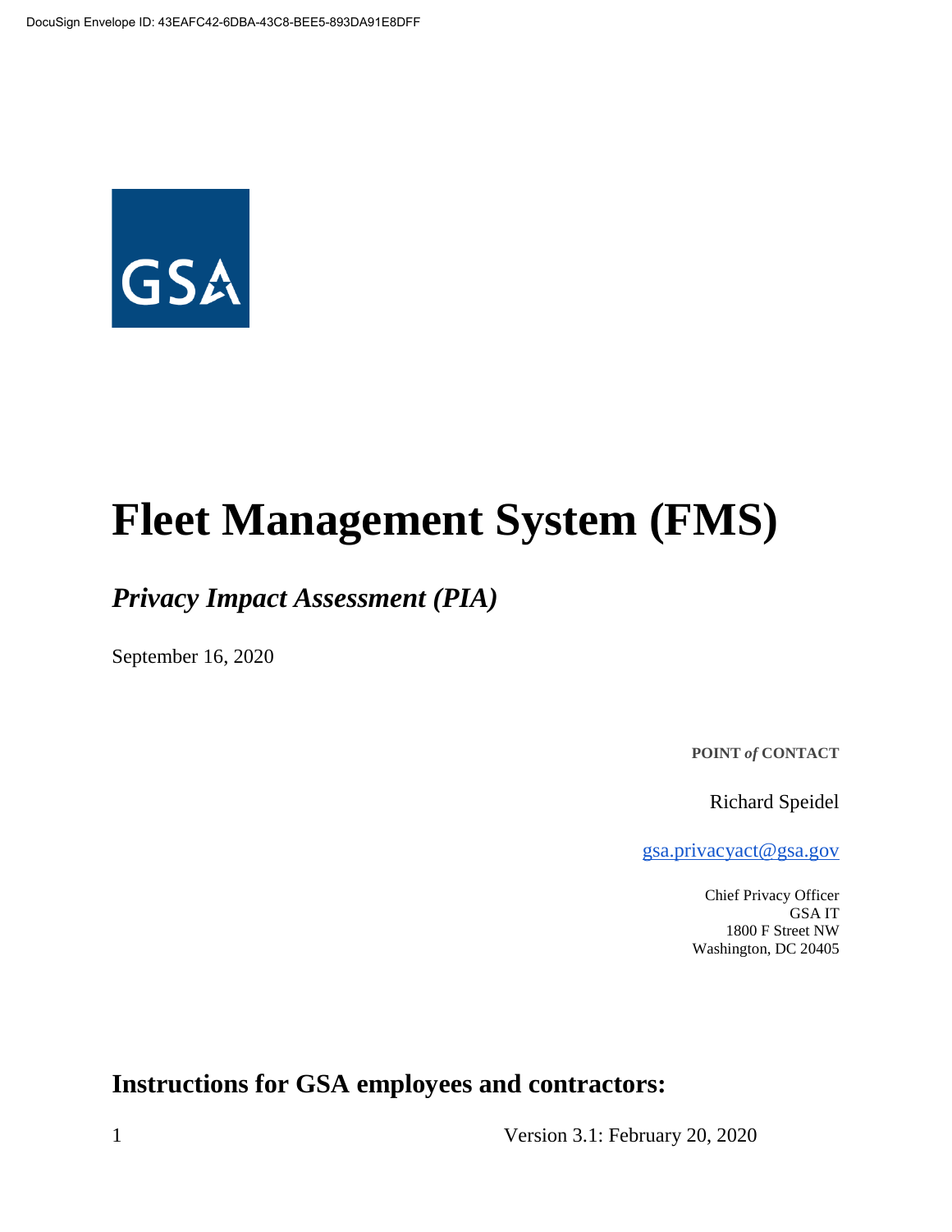DocuSign Envelope ID: 43EAFC42-6DBA-43C8-BEE5-893DA91E8DFF

GSA

# Fleet Management System (FMS)

## *Privacy Impact Assessment (PIA)*

September 16, 2020

**POINT *of* CONTACT**

Richard Speidel

gsa.privacyact@gsa.gov

Chief Privacy Officer
GSA IT
1800 F Street NW
Washington, DC 20405

## Instructions for GSA employees and contractors:

Version 3.1: February 20, 2020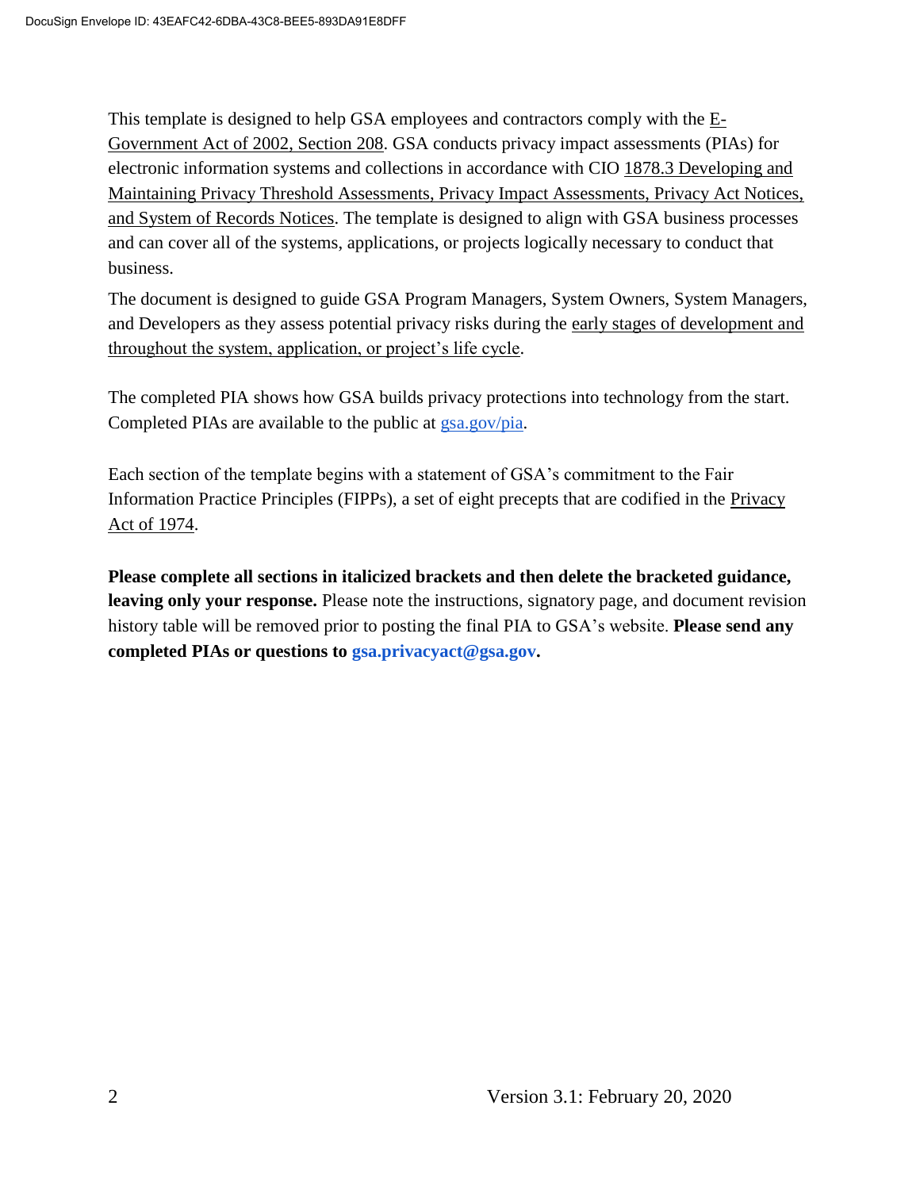This template is designed to help GSA employees and contractors comply with the E-Government Act of 2002, Section 208. GSA conducts privacy impact assessments (PIAs) for electronic information systems and collections in accordance with CIO 1878.3 Developing and Maintaining Privacy Threshold Assessments, Privacy Impact Assessments, Privacy Act Notices, and System of Records Notices. The template is designed to align with GSA business processes and can cover all of the systems, applications, or projects logically necessary to conduct that business.

The document is designed to guide GSA Program Managers, System Owners, System Managers, and Developers as they assess potential privacy risks during the early stages of development and throughout the system, application, or project's life cycle.

The completed PIA shows how GSA builds privacy protections into technology from the start. Completed PIAs are available to the public at gsa.gov/pia.

Each section of the template begins with a statement of GSA's commitment to the Fair Information Practice Principles (FIPPs), a set of eight precepts that are codified in the Privacy Act of 1974.

**Please complete all sections in italicized brackets and then delete the bracketed guidance, leaving only your response.** Please note the instructions, signatory page, and document revision history table will be removed prior to posting the final PIA to GSA's website. **Please send any completed PIAs or questions to gsa.privacyact@gsa.gov.**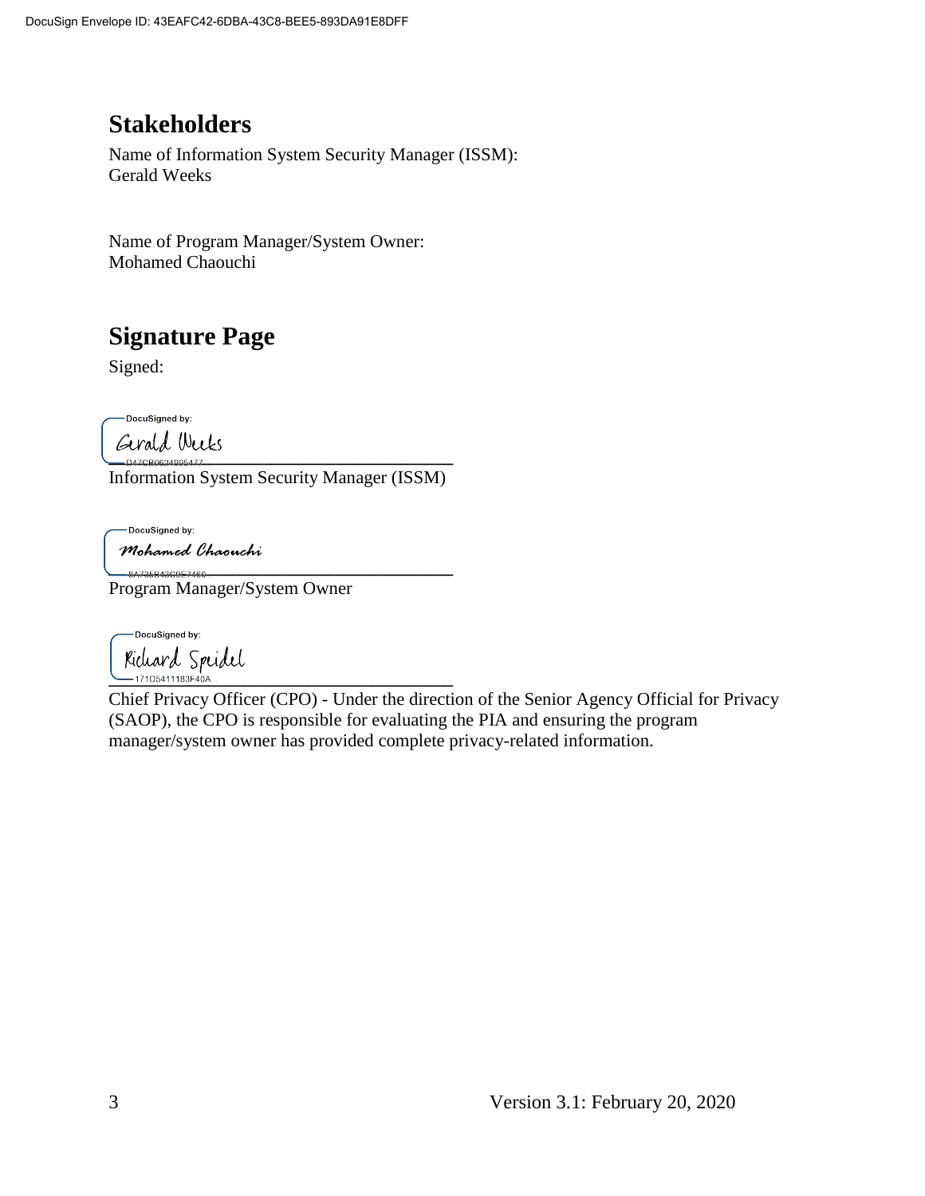## Stakeholders

Name of Information System Security Manager (ISSM):
Gerald Weeks

Name of Program Manager/System Owner:
Mohamed Chaouchi

## Signature Page

Signed:

DocuSigned by:
Gerald Weeks
D47CB0624895477...

Information System Security Manager (ISSM)

DocuSigned by:
Mohamed Chaouchi
8A735B43C0E7460...

Program Manager/System Owner

DocuSigned by:
Richard Speidel
171D5411183F40A...

Chief Privacy Officer (CPO) - Under the direction of the Senior Agency Official for Privacy (SAOP), the CPO is responsible for evaluating the PIA and ensuring the program manager/system owner has provided complete privacy-related information.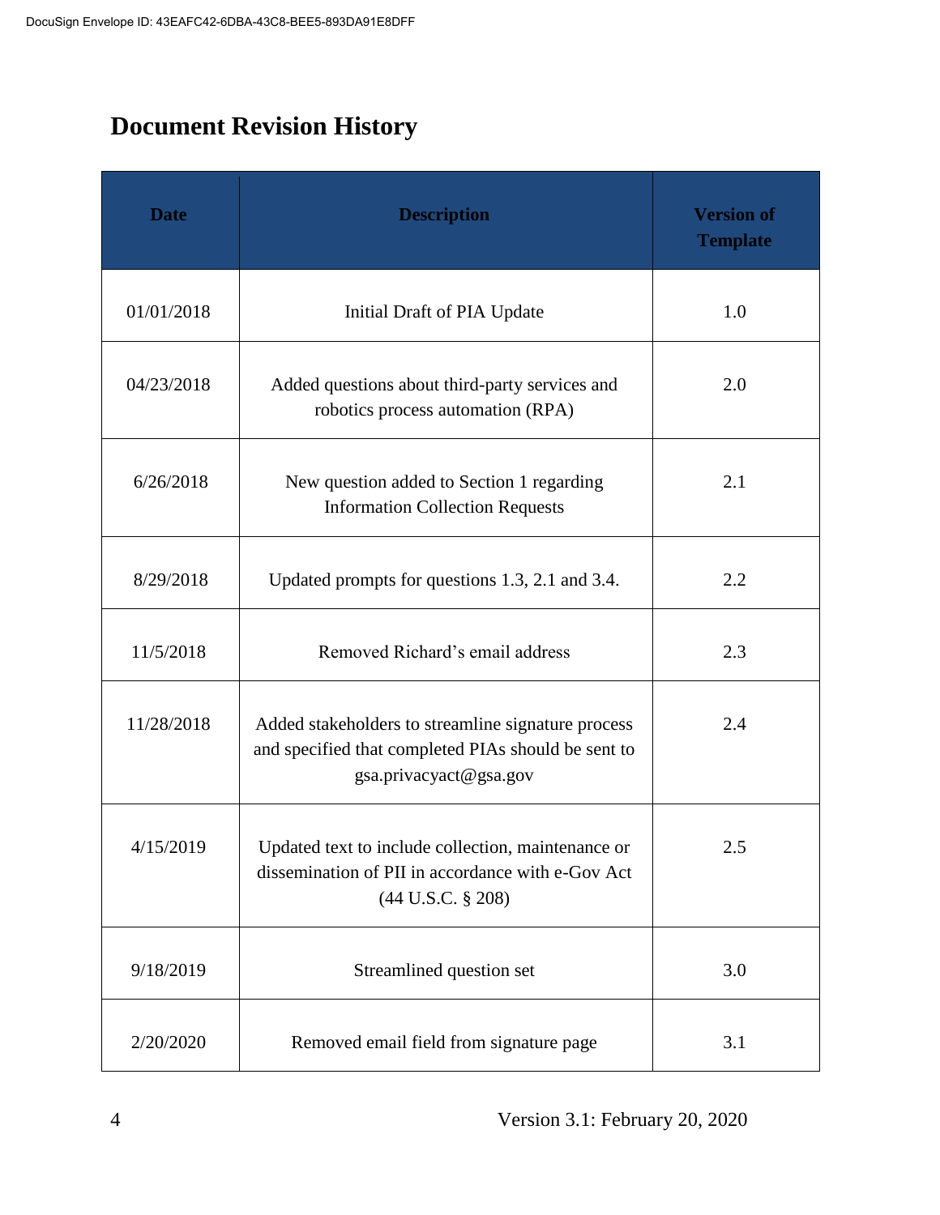# Document Revision History

| Date | Description | Version of Template |
|---|---|---|
| 01/01/2018 | Initial Draft of PIA Update | 1.0 |
| 04/23/2018 | Added questions about third-party services and robotics process automation (RPA) | 2.0 |
| 6/26/2018 | New question added to Section 1 regarding Information Collection Requests | 2.1 |
| 8/29/2018 | Updated prompts for questions 1.3, 2.1 and 3.4. | 2.2 |
| 11/5/2018 | Removed Richard's email address | 2.3 |
| 11/28/2018 | Added stakeholders to streamline signature process and specified that completed PIAs should be sent to gsa.privacyact@gsa.gov | 2.4 |
| 4/15/2019 | Updated text to include collection, maintenance or dissemination of PII in accordance with e-Gov Act (44 U.S.C. § 208) | 2.5 |
| 9/18/2019 | Streamlined question set | 3.0 |
| 2/20/2020 | Removed email field from signature page | 3.1 |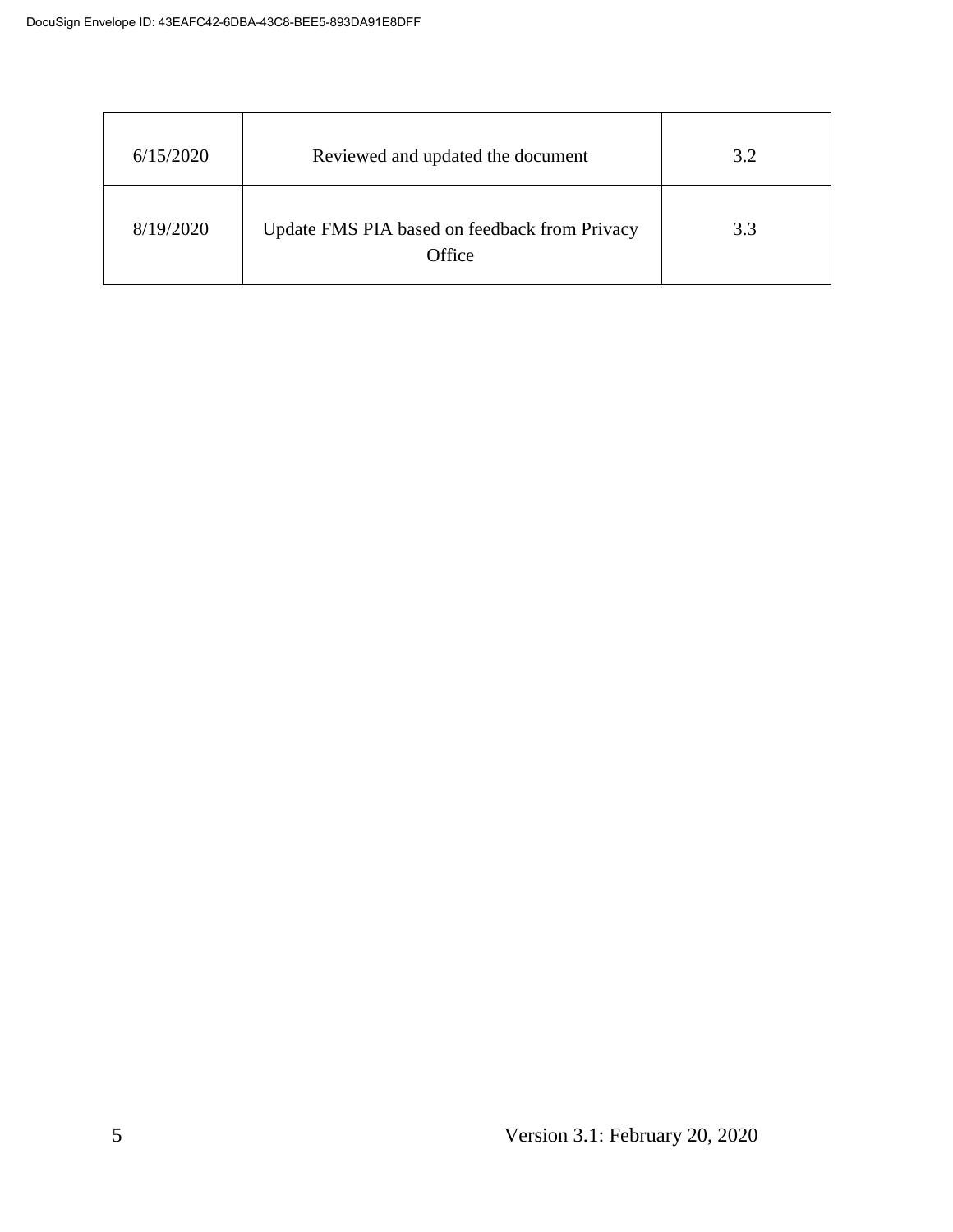| | | |
| --- | --- | --- |
| 6/15/2020 | Reviewed and updated the document | 3.2 |
| 8/19/2020 | Update FMS PIA based on feedback from Privacy Office | 3.3 |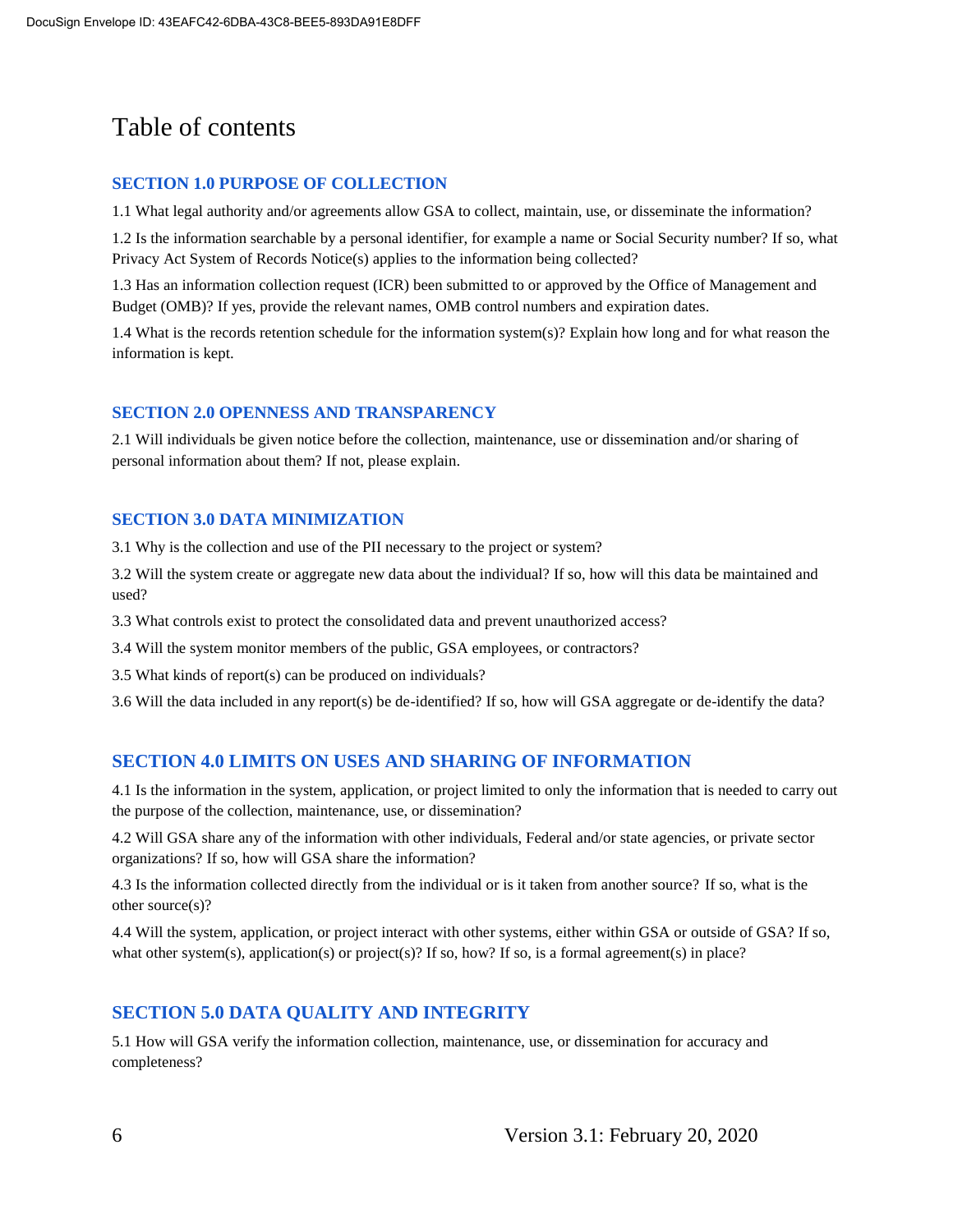# Table of contents

## SECTION 1.0 PURPOSE OF COLLECTION

1.1 What legal authority and/or agreements allow GSA to collect, maintain, use, or disseminate the information?

1.2 Is the information searchable by a personal identifier, for example a name or Social Security number? If so, what Privacy Act System of Records Notice(s) applies to the information being collected?

1.3 Has an information collection request (ICR) been submitted to or approved by the Office of Management and Budget (OMB)? If yes, provide the relevant names, OMB control numbers and expiration dates.

1.4 What is the records retention schedule for the information system(s)? Explain how long and for what reason the information is kept.

## SECTION 2.0 OPENNESS AND TRANSPARENCY

2.1 Will individuals be given notice before the collection, maintenance, use or dissemination and/or sharing of personal information about them? If not, please explain.

## SECTION 3.0 DATA MINIMIZATION

3.1 Why is the collection and use of the PII necessary to the project or system?

3.2 Will the system create or aggregate new data about the individual? If so, how will this data be maintained and used?

3.3 What controls exist to protect the consolidated data and prevent unauthorized access?

3.4 Will the system monitor members of the public, GSA employees, or contractors?

3.5 What kinds of report(s) can be produced on individuals?

3.6 Will the data included in any report(s) be de-identified? If so, how will GSA aggregate or de-identify the data?

## SECTION 4.0 LIMITS ON USES AND SHARING OF INFORMATION

4.1 Is the information in the system, application, or project limited to only the information that is needed to carry out the purpose of the collection, maintenance, use, or dissemination?

4.2 Will GSA share any of the information with other individuals, Federal and/or state agencies, or private sector organizations? If so, how will GSA share the information?

4.3 Is the information collected directly from the individual or is it taken from another source? If so, what is the other source(s)?

4.4 Will the system, application, or project interact with other systems, either within GSA or outside of GSA? If so, what other system(s), application(s) or project(s)? If so, how? If so, is a formal agreement(s) in place?

## SECTION 5.0 DATA QUALITY AND INTEGRITY

5.1 How will GSA verify the information collection, maintenance, use, or dissemination for accuracy and completeness?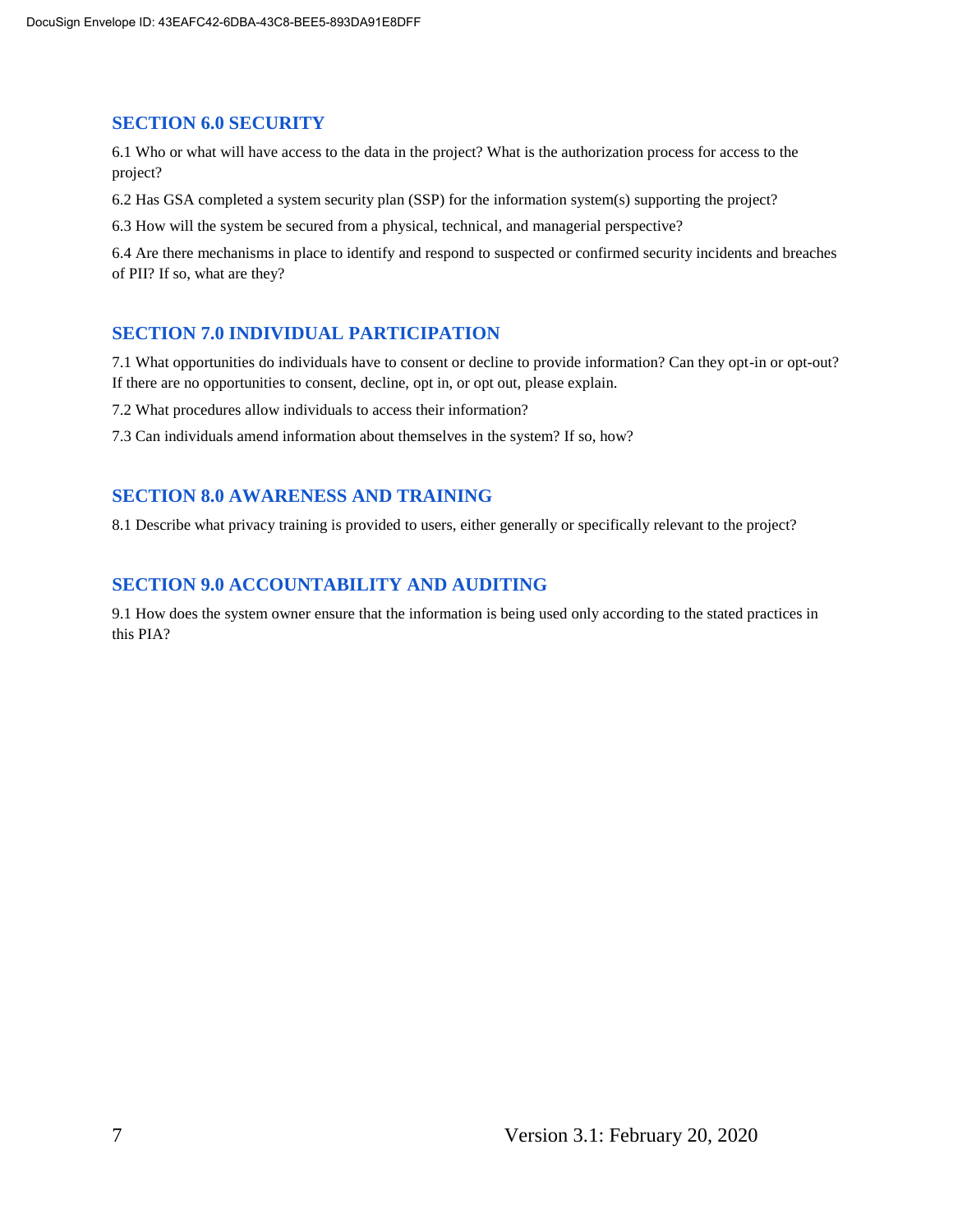## SECTION 6.0 SECURITY

6.1 Who or what will have access to the data in the project? What is the authorization process for access to the project?

6.2 Has GSA completed a system security plan (SSP) for the information system(s) supporting the project?

6.3 How will the system be secured from a physical, technical, and managerial perspective?

6.4 Are there mechanisms in place to identify and respond to suspected or confirmed security incidents and breaches of PII? If so, what are they?

## SECTION 7.0 INDIVIDUAL PARTICIPATION

7.1 What opportunities do individuals have to consent or decline to provide information? Can they opt-in or opt-out? If there are no opportunities to consent, decline, opt in, or opt out, please explain.

7.2 What procedures allow individuals to access their information?

7.3 Can individuals amend information about themselves in the system? If so, how?

## SECTION 8.0 AWARENESS AND TRAINING

8.1 Describe what privacy training is provided to users, either generally or specifically relevant to the project?

## SECTION 9.0 ACCOUNTABILITY AND AUDITING

9.1 How does the system owner ensure that the information is being used only according to the stated practices in this PIA?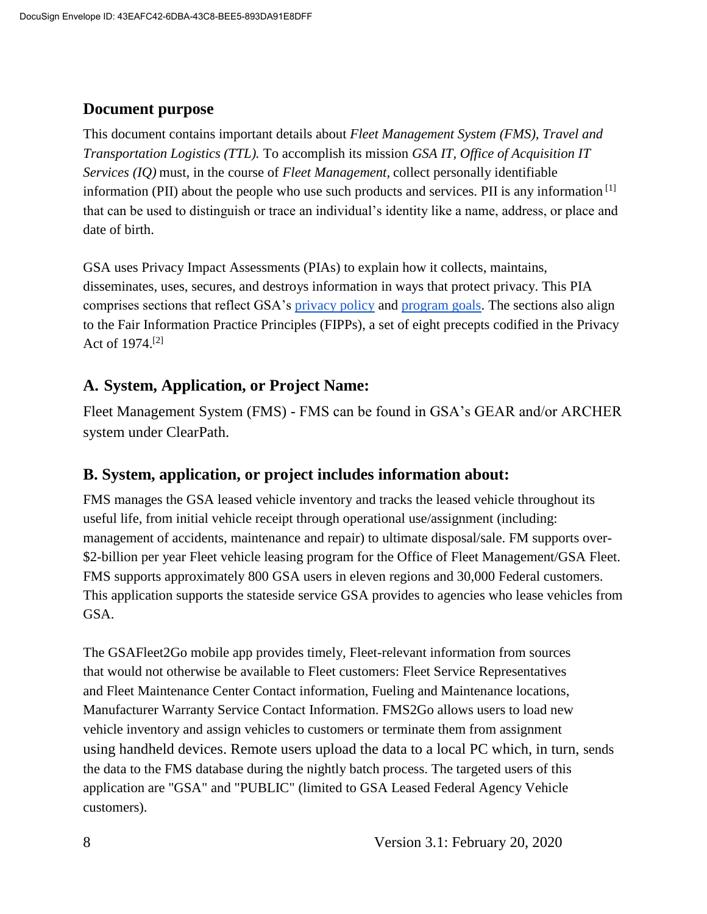## Document purpose

This document contains important details about *Fleet Management System (FMS), Travel and Transportation Logistics (TTL).* To accomplish its mission *GSA IT, Office of Acquisition IT Services (IQ)* must, in the course of *Fleet Management,* collect personally identifiable information (PII) about the people who use such products and services. PII is any information [1] that can be used to distinguish or trace an individual's identity like a name, address, or place and date of birth.

GSA uses Privacy Impact Assessments (PIAs) to explain how it collects, maintains, disseminates, uses, secures, and destroys information in ways that protect privacy. This PIA comprises sections that reflect GSA's privacy policy and program goals. The sections also align to the Fair Information Practice Principles (FIPPs), a set of eight precepts codified in the Privacy Act of 1974.[2]

## A. System, Application, or Project Name:

Fleet Management System (FMS) - FMS can be found in GSA's GEAR and/or ARCHER system under ClearPath.

## B. System, application, or project includes information about:

FMS manages the GSA leased vehicle inventory and tracks the leased vehicle throughout its useful life, from initial vehicle receipt through operational use/assignment (including: management of accidents, maintenance and repair) to ultimate disposal/sale. FM supports over-$2-billion per year Fleet vehicle leasing program for the Office of Fleet Management/GSA Fleet. FMS supports approximately 800 GSA users in eleven regions and 30,000 Federal customers. This application supports the stateside service GSA provides to agencies who lease vehicles from GSA.

The GSAFleet2Go mobile app provides timely, Fleet-relevant information from sources that would not otherwise be available to Fleet customers: Fleet Service Representatives and Fleet Maintenance Center Contact information, Fueling and Maintenance locations, Manufacturer Warranty Service Contact Information. FMS2Go allows users to load new vehicle inventory and assign vehicles to customers or terminate them from assignment using handheld devices. Remote users upload the data to a local PC which, in turn, sends the data to the FMS database during the nightly batch process. The targeted users of this application are "GSA" and "PUBLIC" (limited to GSA Leased Federal Agency Vehicle customers).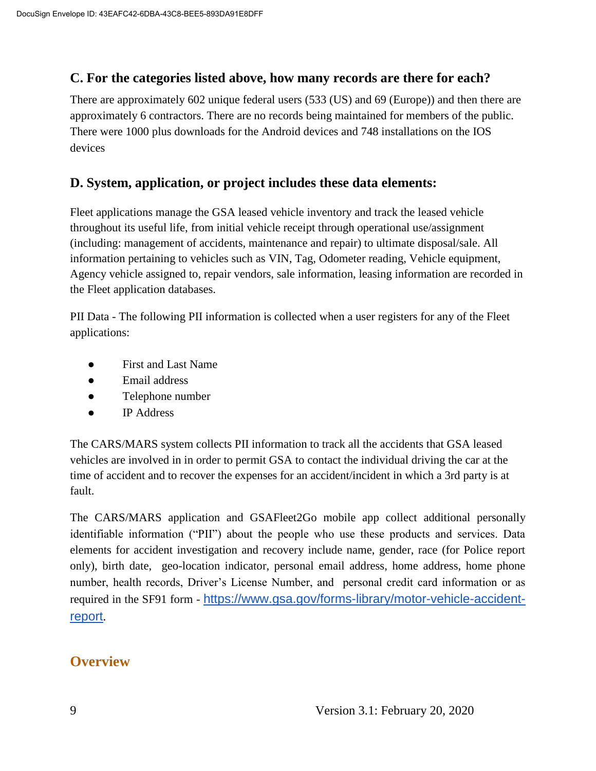## C. For the categories listed above, how many records are there for each?

There are approximately 602 unique federal users (533 (US) and 69 (Europe)) and then there are approximately 6 contractors. There are no records being maintained for members of the public. There were 1000 plus downloads for the Android devices and 748 installations on the IOS devices

## D. System, application, or project includes these data elements:

Fleet applications manage the GSA leased vehicle inventory and track the leased vehicle throughout its useful life, from initial vehicle receipt through operational use/assignment (including: management of accidents, maintenance and repair) to ultimate disposal/sale. All information pertaining to vehicles such as VIN, Tag, Odometer reading, Vehicle equipment, Agency vehicle assigned to, repair vendors, sale information, leasing information are recorded in the Fleet application databases.

PII Data - The following PII information is collected when a user registers for any of the Fleet applications:

- First and Last Name
- Email address
- Telephone number
- IP Address

The CARS/MARS system collects PII information to track all the accidents that GSA leased vehicles are involved in in order to permit GSA to contact the individual driving the car at the time of accident and to recover the expenses for an accident/incident in which a 3rd party is at fault.

The CARS/MARS application and GSAFleet2Go mobile app collect additional personally identifiable information ("PII") about the people who use these products and services. Data elements for accident investigation and recovery include name, gender, race (for Police report only), birth date, geo-location indicator, personal email address, home address, home phone number, health records, Driver's License Number, and personal credit card information or as required in the SF91 form - [https://www.gsa.gov/forms-library/motor-vehicle-accident-report](https://www.gsa.gov/forms-library/motor-vehicle-accident-report).

## Overview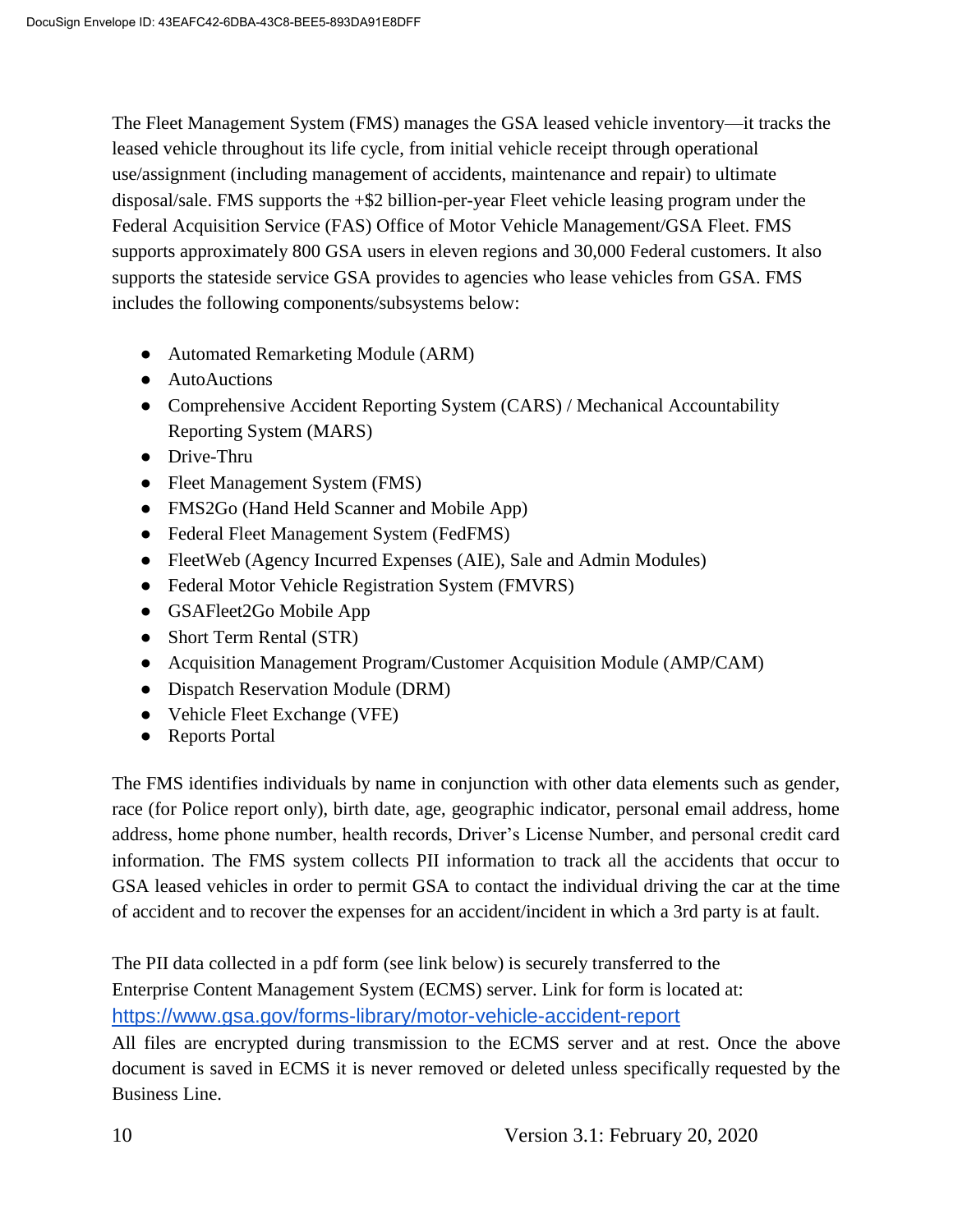The Fleet Management System (FMS) manages the GSA leased vehicle inventory—it tracks the leased vehicle throughout its life cycle, from initial vehicle receipt through operational use/assignment (including management of accidents, maintenance and repair) to ultimate disposal/sale. FMS supports the +$2 billion-per-year Fleet vehicle leasing program under the Federal Acquisition Service (FAS) Office of Motor Vehicle Management/GSA Fleet. FMS supports approximately 800 GSA users in eleven regions and 30,000 Federal customers. It also supports the stateside service GSA provides to agencies who lease vehicles from GSA. FMS includes the following components/subsystems below:

- Automated Remarketing Module (ARM)
- AutoAuctions
- Comprehensive Accident Reporting System (CARS) / Mechanical Accountability Reporting System (MARS)
- Drive-Thru
- Fleet Management System (FMS)
- FMS2Go (Hand Held Scanner and Mobile App)
- Federal Fleet Management System (FedFMS)
- FleetWeb (Agency Incurred Expenses (AIE), Sale and Admin Modules)
- Federal Motor Vehicle Registration System (FMVRS)
- GSAFleet2Go Mobile App
- Short Term Rental (STR)
- Acquisition Management Program/Customer Acquisition Module (AMP/CAM)
- Dispatch Reservation Module (DRM)
- Vehicle Fleet Exchange (VFE)
- Reports Portal

The FMS identifies individuals by name in conjunction with other data elements such as gender, race (for Police report only), birth date, age, geographic indicator, personal email address, home address, home phone number, health records, Driver's License Number, and personal credit card information. The FMS system collects PII information to track all the accidents that occur to GSA leased vehicles in order to permit GSA to contact the individual driving the car at the time of accident and to recover the expenses for an accident/incident in which a 3rd party is at fault.

The PII data collected in a pdf form (see link below) is securely transferred to the Enterprise Content Management System (ECMS) server. Link for form is located at: [https://www.gsa.gov/forms-library/motor-vehicle-accident-report](https://www.gsa.gov/forms-library/motor-vehicle-accident-report)
All files are encrypted during transmission to the ECMS server and at rest. Once the above document is saved in ECMS it is never removed or deleted unless specifically requested by the Business Line.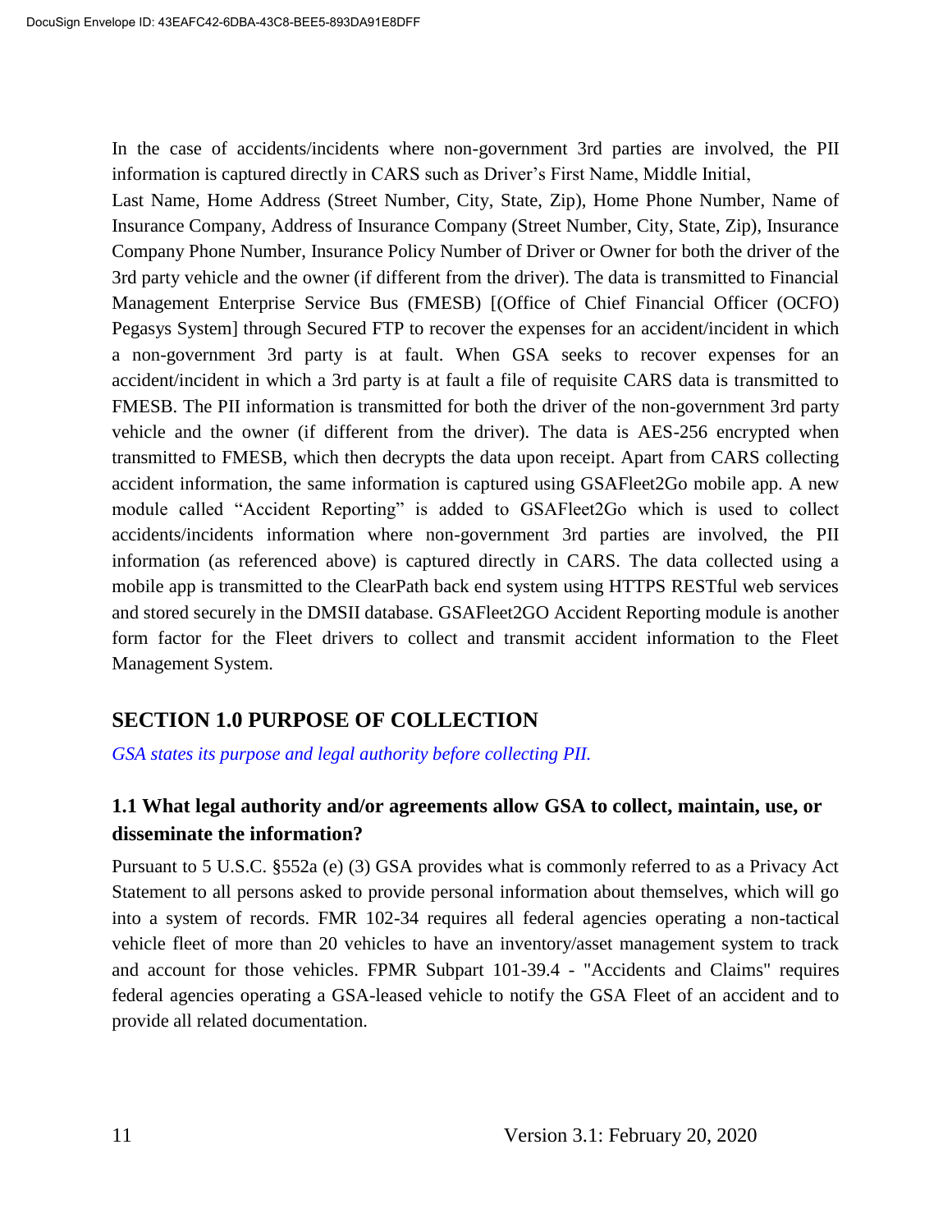In the case of accidents/incidents where non-government 3rd parties are involved, the PII information is captured directly in CARS such as Driver's First Name, Middle Initial, Last Name, Home Address (Street Number, City, State, Zip), Home Phone Number, Name of Insurance Company, Address of Insurance Company (Street Number, City, State, Zip), Insurance Company Phone Number, Insurance Policy Number of Driver or Owner for both the driver of the 3rd party vehicle and the owner (if different from the driver). The data is transmitted to Financial Management Enterprise Service Bus (FMESB) [(Office of Chief Financial Officer (OCFO) Pegasys System] through Secured FTP to recover the expenses for an accident/incident in which a non-government 3rd party is at fault. When GSA seeks to recover expenses for an accident/incident in which a 3rd party is at fault a file of requisite CARS data is transmitted to FMESB. The PII information is transmitted for both the driver of the non-government 3rd party vehicle and the owner (if different from the driver). The data is AES-256 encrypted when transmitted to FMESB, which then decrypts the data upon receipt. Apart from CARS collecting accident information, the same information is captured using GSAFleet2Go mobile app. A new module called "Accident Reporting" is added to GSAFleet2Go which is used to collect accidents/incidents information where non-government 3rd parties are involved, the PII information (as referenced above) is captured directly in CARS. The data collected using a mobile app is transmitted to the ClearPath back end system using HTTPS RESTful web services and stored securely in the DMSII database. GSAFleet2GO Accident Reporting module is another form factor for the Fleet drivers to collect and transmit accident information to the Fleet Management System.

## SECTION 1.0 PURPOSE OF COLLECTION

*GSA states its purpose and legal authority before collecting PII.*

### 1.1 What legal authority and/or agreements allow GSA to collect, maintain, use, or disseminate the information?

Pursuant to 5 U.S.C. §552a (e) (3) GSA provides what is commonly referred to as a Privacy Act Statement to all persons asked to provide personal information about themselves, which will go into a system of records. FMR 102-34 requires all federal agencies operating a non-tactical vehicle fleet of more than 20 vehicles to have an inventory/asset management system to track and account for those vehicles. FPMR Subpart 101-39.4 - "Accidents and Claims" requires federal agencies operating a GSA-leased vehicle to notify the GSA Fleet of an accident and to provide all related documentation.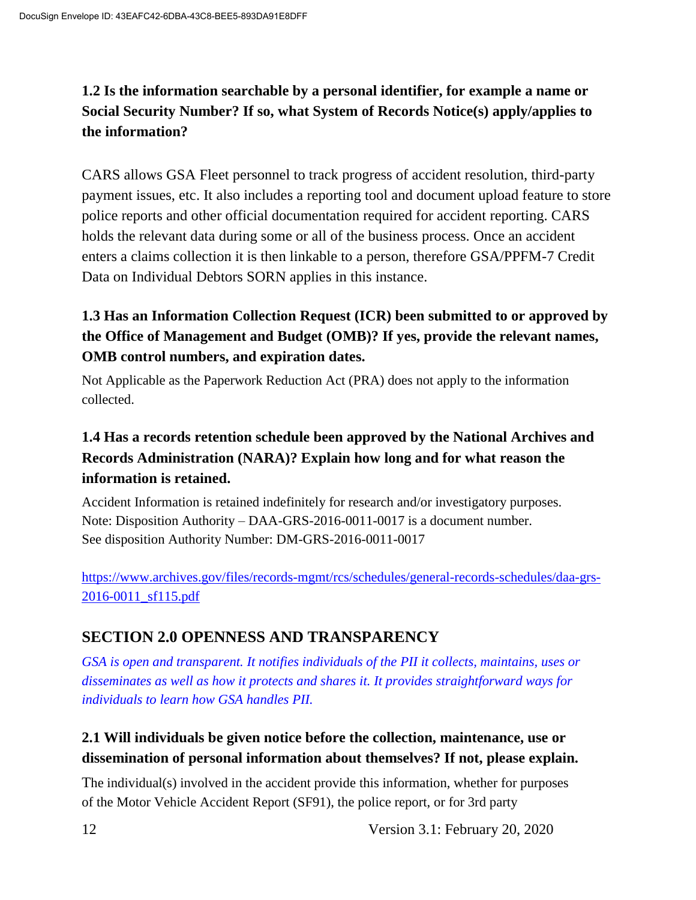**1.2 Is the information searchable by a personal identifier, for example a name or Social Security Number? If so, what System of Records Notice(s) apply/applies to the information?**

CARS allows GSA Fleet personnel to track progress of accident resolution, third-party payment issues, etc. It also includes a reporting tool and document upload feature to store police reports and other official documentation required for accident reporting. CARS holds the relevant data during some or all of the business process. Once an accident enters a claims collection it is then linkable to a person, therefore GSA/PPFM-7 Credit Data on Individual Debtors SORN applies in this instance.

**1.3 Has an Information Collection Request (ICR) been submitted to or approved by the Office of Management and Budget (OMB)? If yes, provide the relevant names, OMB control numbers, and expiration dates.**

Not Applicable as the Paperwork Reduction Act (PRA) does not apply to the information collected.

**1.4 Has a records retention schedule been approved by the National Archives and Records Administration (NARA)? Explain how long and for what reason the information is retained.**

Accident Information is retained indefinitely for research and/or investigatory purposes.
Note: Disposition Authority – DAA-GRS-2016-0011-0017 is a document number.
See disposition Authority Number: DM-GRS-2016-0011-0017

https://www.archives.gov/files/records-mgmt/rcs/schedules/general-records-schedules/daa-grs-2016-0011_sf115.pdf

## SECTION 2.0 OPENNESS AND TRANSPARENCY

*GSA is open and transparent. It notifies individuals of the PII it collects, maintains, uses or disseminates as well as how it protects and shares it. It provides straightforward ways for individuals to learn how GSA handles PII.*

**2.1 Will individuals be given notice before the collection, maintenance, use or dissemination of personal information about themselves? If not, please explain.**

The individual(s) involved in the accident provide this information, whether for purposes of the Motor Vehicle Accident Report (SF91), the police report, or for 3rd party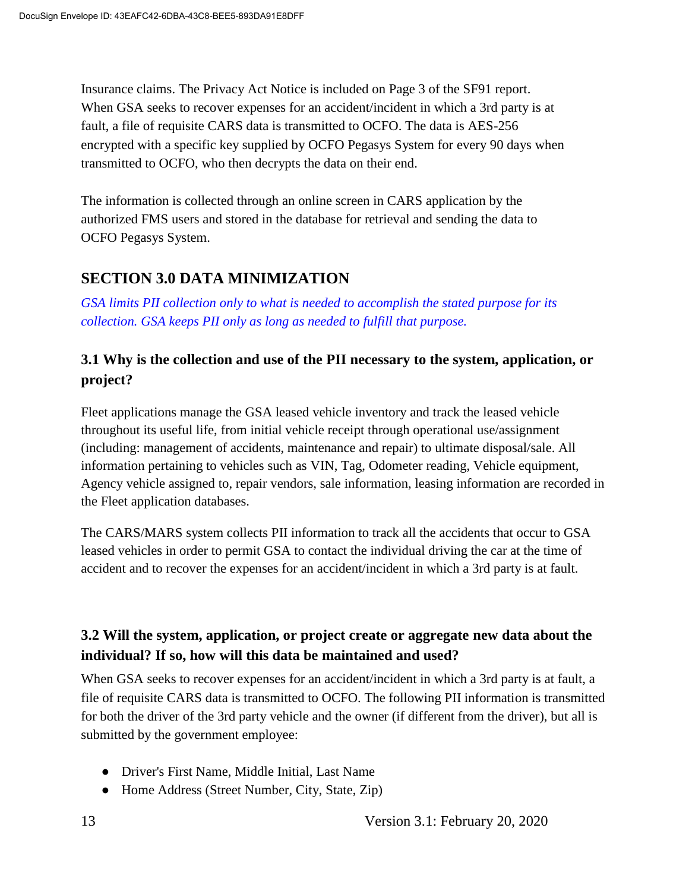Insurance claims. The Privacy Act Notice is included on Page 3 of the SF91 report. When GSA seeks to recover expenses for an accident/incident in which a 3rd party is at fault, a file of requisite CARS data is transmitted to OCFO. The data is AES-256 encrypted with a specific key supplied by OCFO Pegasys System for every 90 days when transmitted to OCFO, who then decrypts the data on their end.

The information is collected through an online screen in CARS application by the authorized FMS users and stored in the database for retrieval and sending the data to OCFO Pegasys System.

## SECTION 3.0 DATA MINIMIZATION

*GSA limits PII collection only to what is needed to accomplish the stated purpose for its collection. GSA keeps PII only as long as needed to fulfill that purpose.*

### 3.1 Why is the collection and use of the PII necessary to the system, application, or project?

Fleet applications manage the GSA leased vehicle inventory and track the leased vehicle throughout its useful life, from initial vehicle receipt through operational use/assignment (including: management of accidents, maintenance and repair) to ultimate disposal/sale. All information pertaining to vehicles such as VIN, Tag, Odometer reading, Vehicle equipment, Agency vehicle assigned to, repair vendors, sale information, leasing information are recorded in the Fleet application databases.

The CARS/MARS system collects PII information to track all the accidents that occur to GSA leased vehicles in order to permit GSA to contact the individual driving the car at the time of accident and to recover the expenses for an accident/incident in which a 3rd party is at fault.

### 3.2 Will the system, application, or project create or aggregate new data about the individual? If so, how will this data be maintained and used?

When GSA seeks to recover expenses for an accident/incident in which a 3rd party is at fault, a file of requisite CARS data is transmitted to OCFO. The following PII information is transmitted for both the driver of the 3rd party vehicle and the owner (if different from the driver), but all is submitted by the government employee:

- Driver's First Name, Middle Initial, Last Name
- Home Address (Street Number, City, State, Zip)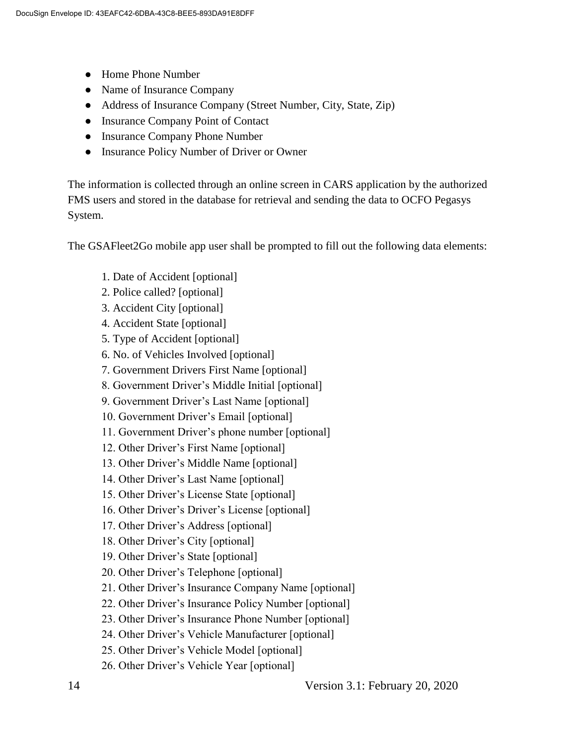- Home Phone Number
- Name of Insurance Company
- Address of Insurance Company (Street Number, City, State, Zip)
- Insurance Company Point of Contact
- Insurance Company Phone Number
- Insurance Policy Number of Driver or Owner

The information is collected through an online screen in CARS application by the authorized FMS users and stored in the database for retrieval and sending the data to OCFO Pegasys System.

The GSAFleet2Go mobile app user shall be prompted to fill out the following data elements:

1. Date of Accident [optional]
2. Police called? [optional]
3. Accident City [optional]
4. Accident State [optional]
5. Type of Accident [optional]
6. No. of Vehicles Involved [optional]
7. Government Drivers First Name [optional]
8. Government Driver's Middle Initial [optional]
9. Government Driver's Last Name [optional]
10. Government Driver's Email [optional]
11. Government Driver's phone number [optional]
12. Other Driver's First Name [optional]
13. Other Driver's Middle Name [optional]
14. Other Driver's Last Name [optional]
15. Other Driver's License State [optional]
16. Other Driver's Driver's License [optional]
17. Other Driver's Address [optional]
18. Other Driver's City [optional]
19. Other Driver's State [optional]
20. Other Driver's Telephone [optional]
21. Other Driver's Insurance Company Name [optional]
22. Other Driver's Insurance Policy Number [optional]
23. Other Driver's Insurance Phone Number [optional]
24. Other Driver's Vehicle Manufacturer [optional]
25. Other Driver's Vehicle Model [optional]
26. Other Driver's Vehicle Year [optional]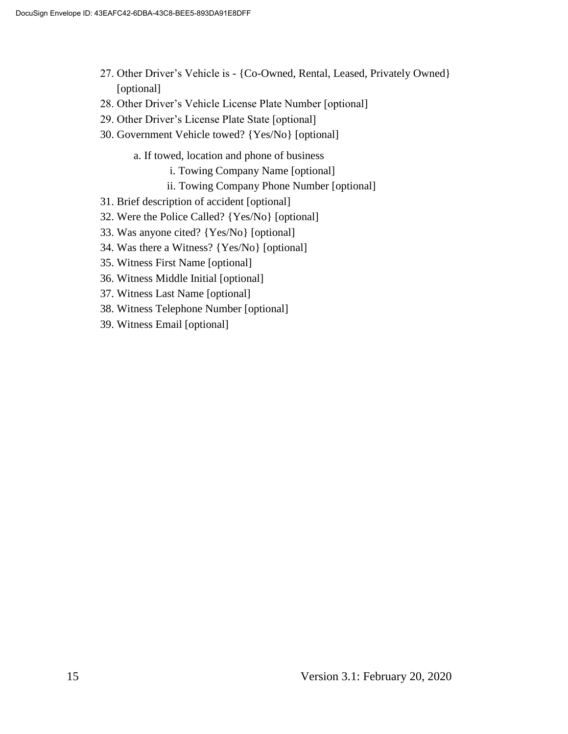27. Other Driver's Vehicle is - {Co-Owned, Rental, Leased, Privately Owned} [optional]
28. Other Driver's Vehicle License Plate Number [optional]
29. Other Driver's License Plate State [optional]
30. Government Vehicle towed? {Yes/No} [optional]
    a. If towed, location and phone of business
        i. Towing Company Name [optional]
        ii. Towing Company Phone Number [optional]
31. Brief description of accident [optional]
32. Were the Police Called? {Yes/No} [optional]
33. Was anyone cited? {Yes/No} [optional]
34. Was there a Witness? {Yes/No} [optional]
35. Witness First Name [optional]
36. Witness Middle Initial [optional]
37. Witness Last Name [optional]
38. Witness Telephone Number [optional]
39. Witness Email [optional]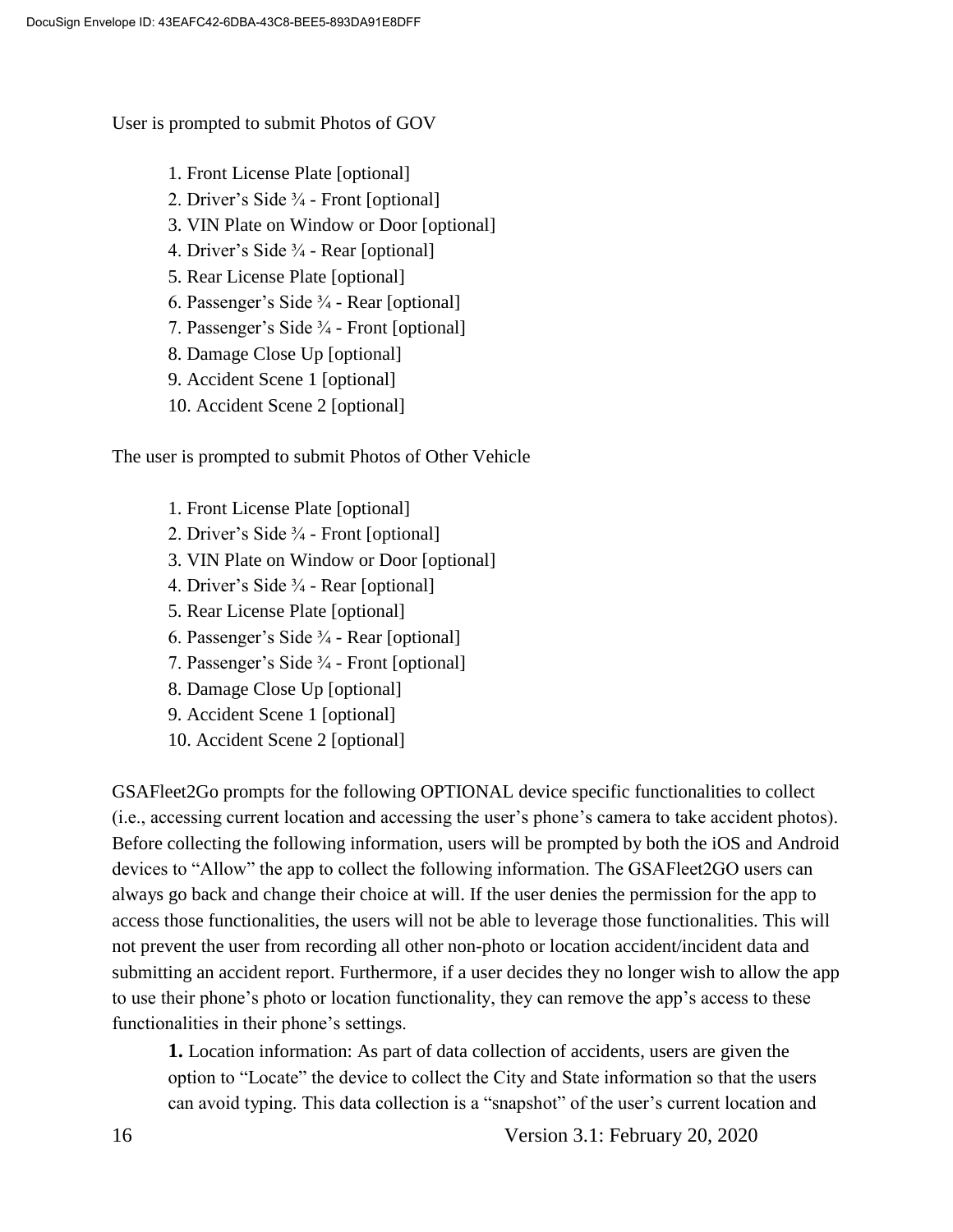User is prompted to submit Photos of GOV

1. Front License Plate [optional]
2. Driver's Side ¾ - Front [optional]
3. VIN Plate on Window or Door [optional]
4. Driver's Side ¾ - Rear [optional]
5. Rear License Plate [optional]
6. Passenger's Side ¾ - Rear [optional]
7. Passenger's Side ¾ - Front [optional]
8. Damage Close Up [optional]
9. Accident Scene 1 [optional]
10. Accident Scene 2 [optional]

The user is prompted to submit Photos of Other Vehicle

1. Front License Plate [optional]
2. Driver's Side ¾ - Front [optional]
3. VIN Plate on Window or Door [optional]
4. Driver's Side ¾ - Rear [optional]
5. Rear License Plate [optional]
6. Passenger's Side ¾ - Rear [optional]
7. Passenger's Side ¾ - Front [optional]
8. Damage Close Up [optional]
9. Accident Scene 1 [optional]
10. Accident Scene 2 [optional]

GSAFleet2Go prompts for the following OPTIONAL device specific functionalities to collect (i.e., accessing current location and accessing the user's phone's camera to take accident photos). Before collecting the following information, users will be prompted by both the iOS and Android devices to "Allow" the app to collect the following information. The GSAFleet2GO users can always go back and change their choice at will. If the user denies the permission for the app to access those functionalities, the users will not be able to leverage those functionalities. This will not prevent the user from recording all other non-photo or location accident/incident data and submitting an accident report. Furthermore, if a user decides they no longer wish to allow the app to use their phone's photo or location functionality, they can remove the app's access to these functionalities in their phone's settings.

**1.** Location information: As part of data collection of accidents, users are given the option to "Locate" the device to collect the City and State information so that the users can avoid typing. This data collection is a "snapshot" of the user's current location and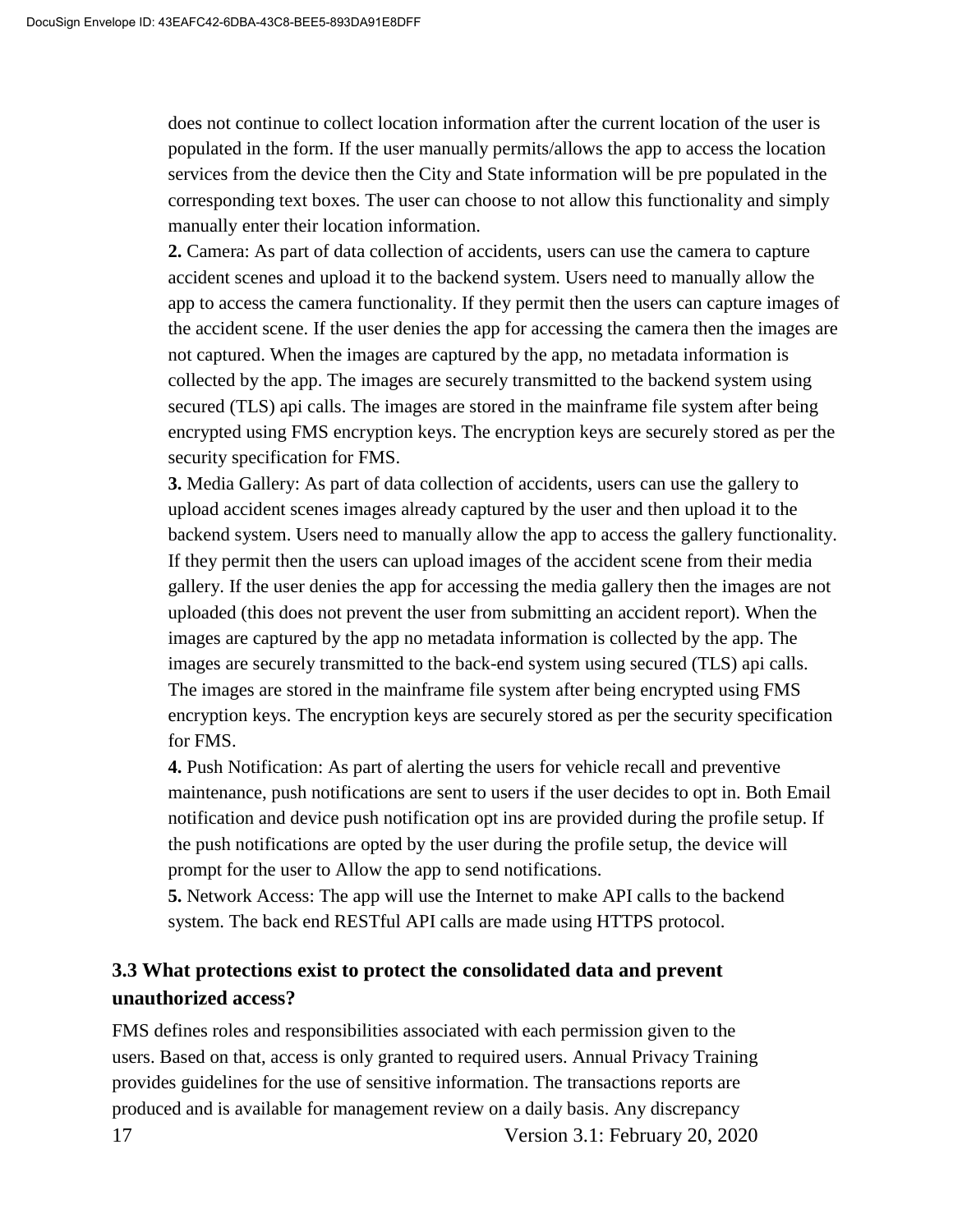does not continue to collect location information after the current location of the user is populated in the form. If the user manually permits/allows the app to access the location services from the device then the City and State information will be pre populated in the corresponding text boxes. The user can choose to not allow this functionality and simply manually enter their location information.

**2.** Camera: As part of data collection of accidents, users can use the camera to capture accident scenes and upload it to the backend system. Users need to manually allow the app to access the camera functionality. If they permit then the users can capture images of the accident scene. If the user denies the app for accessing the camera then the images are not captured. When the images are captured by the app, no metadata information is collected by the app. The images are securely transmitted to the backend system using secured (TLS) api calls. The images are stored in the mainframe file system after being encrypted using FMS encryption keys. The encryption keys are securely stored as per the security specification for FMS.

**3.** Media Gallery: As part of data collection of accidents, users can use the gallery to upload accident scenes images already captured by the user and then upload it to the backend system. Users need to manually allow the app to access the gallery functionality. If they permit then the users can upload images of the accident scene from their media gallery. If the user denies the app for accessing the media gallery then the images are not uploaded (this does not prevent the user from submitting an accident report). When the images are captured by the app no metadata information is collected by the app. The images are securely transmitted to the back-end system using secured (TLS) api calls. The images are stored in the mainframe file system after being encrypted using FMS encryption keys. The encryption keys are securely stored as per the security specification for FMS.

**4.** Push Notification: As part of alerting the users for vehicle recall and preventive maintenance, push notifications are sent to users if the user decides to opt in. Both Email notification and device push notification opt ins are provided during the profile setup. If the push notifications are opted by the user during the profile setup, the device will prompt for the user to Allow the app to send notifications.

**5.** Network Access: The app will use the Internet to make API calls to the backend system. The back end RESTful API calls are made using HTTPS protocol.

### 3.3 What protections exist to protect the consolidated data and prevent unauthorized access?

FMS defines roles and responsibilities associated with each permission given to the users. Based on that, access is only granted to required users. Annual Privacy Training provides guidelines for the use of sensitive information. The transactions reports are produced and is available for management review on a daily basis. Any discrepancy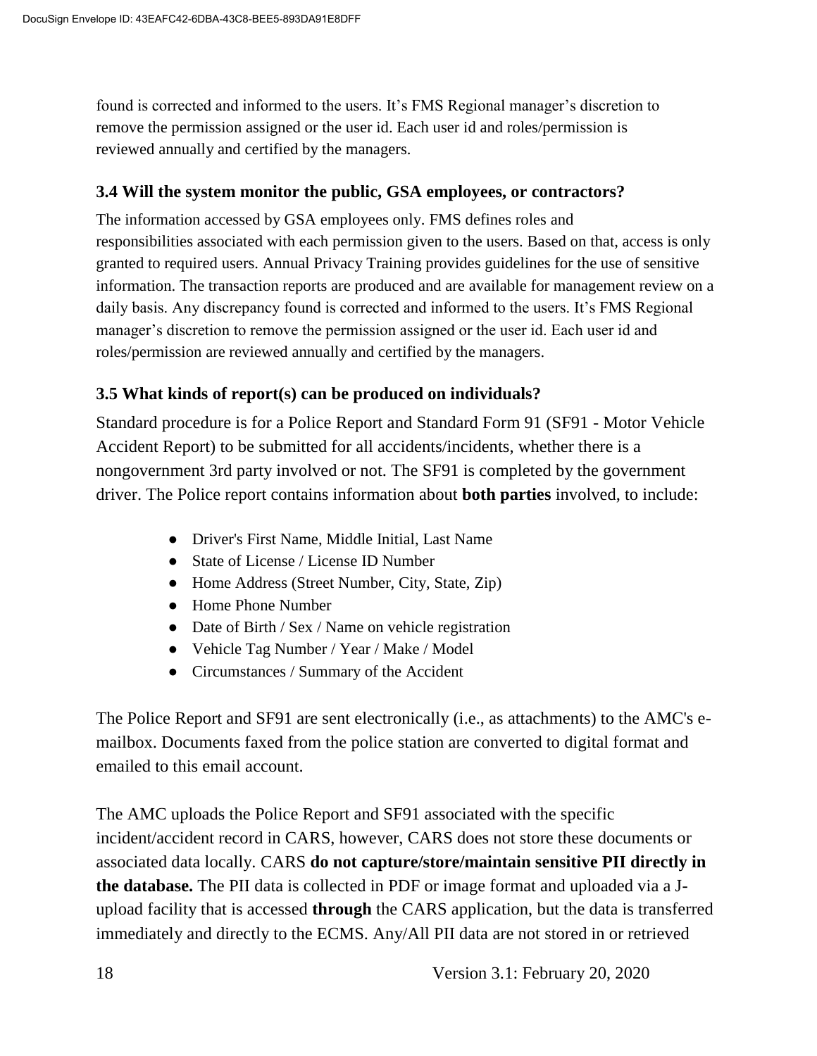found is corrected and informed to the users. It's FMS Regional manager's discretion to remove the permission assigned or the user id. Each user id and roles/permission is reviewed annually and certified by the managers.

### 3.4 Will the system monitor the public, GSA employees, or contractors?

The information accessed by GSA employees only. FMS defines roles and responsibilities associated with each permission given to the users. Based on that, access is only granted to required users. Annual Privacy Training provides guidelines for the use of sensitive information. The transaction reports are produced and are available for management review on a daily basis. Any discrepancy found is corrected and informed to the users. It's FMS Regional manager's discretion to remove the permission assigned or the user id. Each user id and roles/permission are reviewed annually and certified by the managers.

### 3.5 What kinds of report(s) can be produced on individuals?

Standard procedure is for a Police Report and Standard Form 91 (SF91 - Motor Vehicle Accident Report) to be submitted for all accidents/incidents, whether there is a nongovernment 3rd party involved or not. The SF91 is completed by the government driver. The Police report contains information about **both parties** involved, to include:

- Driver's First Name, Middle Initial, Last Name
- State of License / License ID Number
- Home Address (Street Number, City, State, Zip)
- Home Phone Number
- Date of Birth / Sex / Name on vehicle registration
- Vehicle Tag Number / Year / Make / Model
- Circumstances / Summary of the Accident

The Police Report and SF91 are sent electronically (i.e., as attachments) to the AMC's e-mailbox. Documents faxed from the police station are converted to digital format and emailed to this email account.

The AMC uploads the Police Report and SF91 associated with the specific incident/accident record in CARS, however, CARS does not store these documents or associated data locally. CARS **do not capture/store/maintain sensitive PII directly in the database.** The PII data is collected in PDF or image format and uploaded via a J-upload facility that is accessed **through** the CARS application, but the data is transferred immediately and directly to the ECMS. Any/All PII data are not stored in or retrieved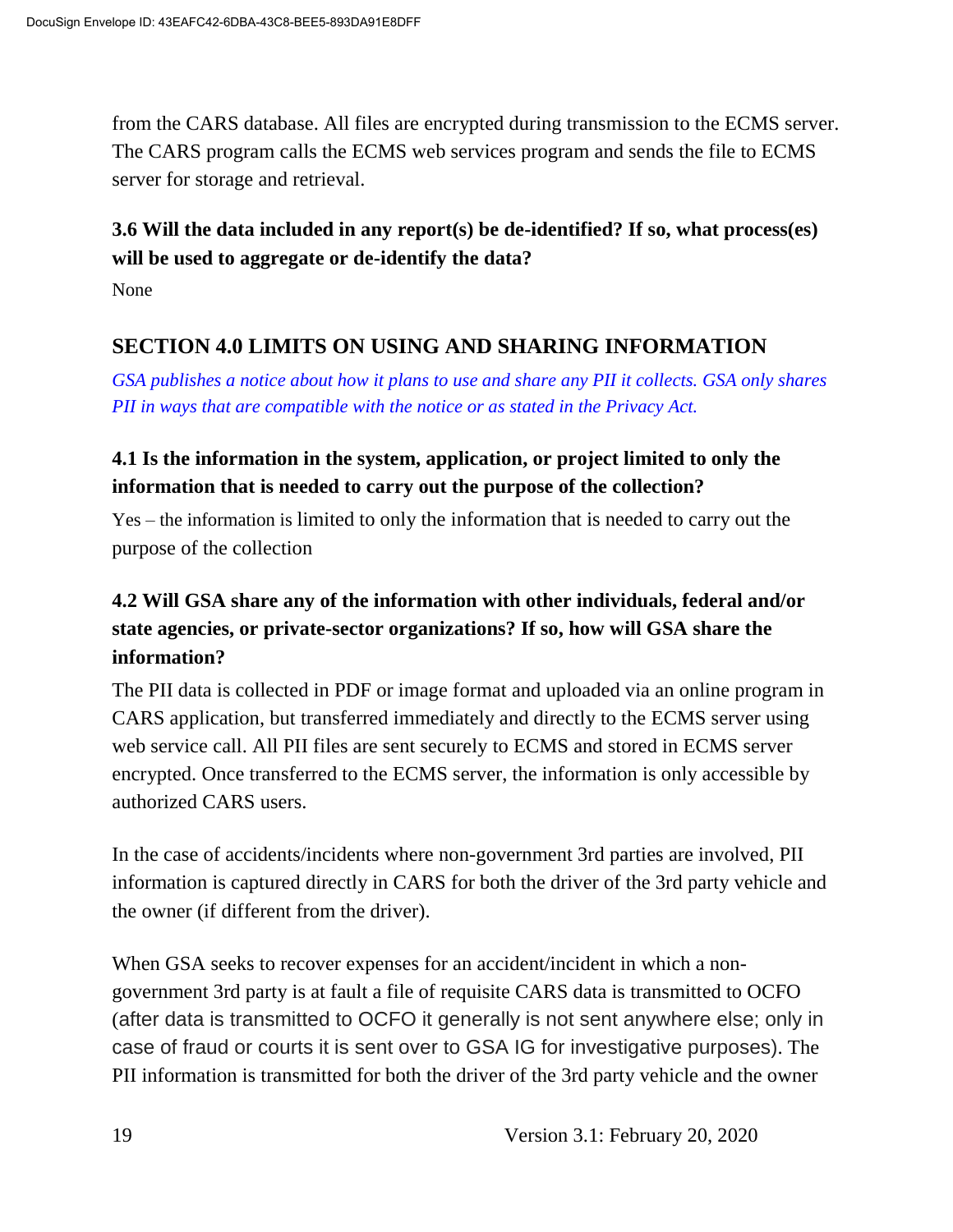from the CARS database. All files are encrypted during transmission to the ECMS server. The CARS program calls the ECMS web services program and sends the file to ECMS server for storage and retrieval.

### 3.6 Will the data included in any report(s) be de-identified? If so, what process(es) will be used to aggregate or de-identify the data?

None

## SECTION 4.0 LIMITS ON USING AND SHARING INFORMATION

*GSA publishes a notice about how it plans to use and share any PII it collects. GSA only shares PII in ways that are compatible with the notice or as stated in the Privacy Act.*

### 4.1 Is the information in the system, application, or project limited to only the information that is needed to carry out the purpose of the collection?

Yes – the information is limited to only the information that is needed to carry out the purpose of the collection

### 4.2 Will GSA share any of the information with other individuals, federal and/or state agencies, or private-sector organizations? If so, how will GSA share the information?

The PII data is collected in PDF or image format and uploaded via an online program in CARS application, but transferred immediately and directly to the ECMS server using web service call. All PII files are sent securely to ECMS and stored in ECMS server encrypted. Once transferred to the ECMS server, the information is only accessible by authorized CARS users.

In the case of accidents/incidents where non-government 3rd parties are involved, PII information is captured directly in CARS for both the driver of the 3rd party vehicle and the owner (if different from the driver).

When GSA seeks to recover expenses for an accident/incident in which a non-government 3rd party is at fault a file of requisite CARS data is transmitted to OCFO (after data is transmitted to OCFO it generally is not sent anywhere else; only in case of fraud or courts it is sent over to GSA IG for investigative purposes). The PII information is transmitted for both the driver of the 3rd party vehicle and the owner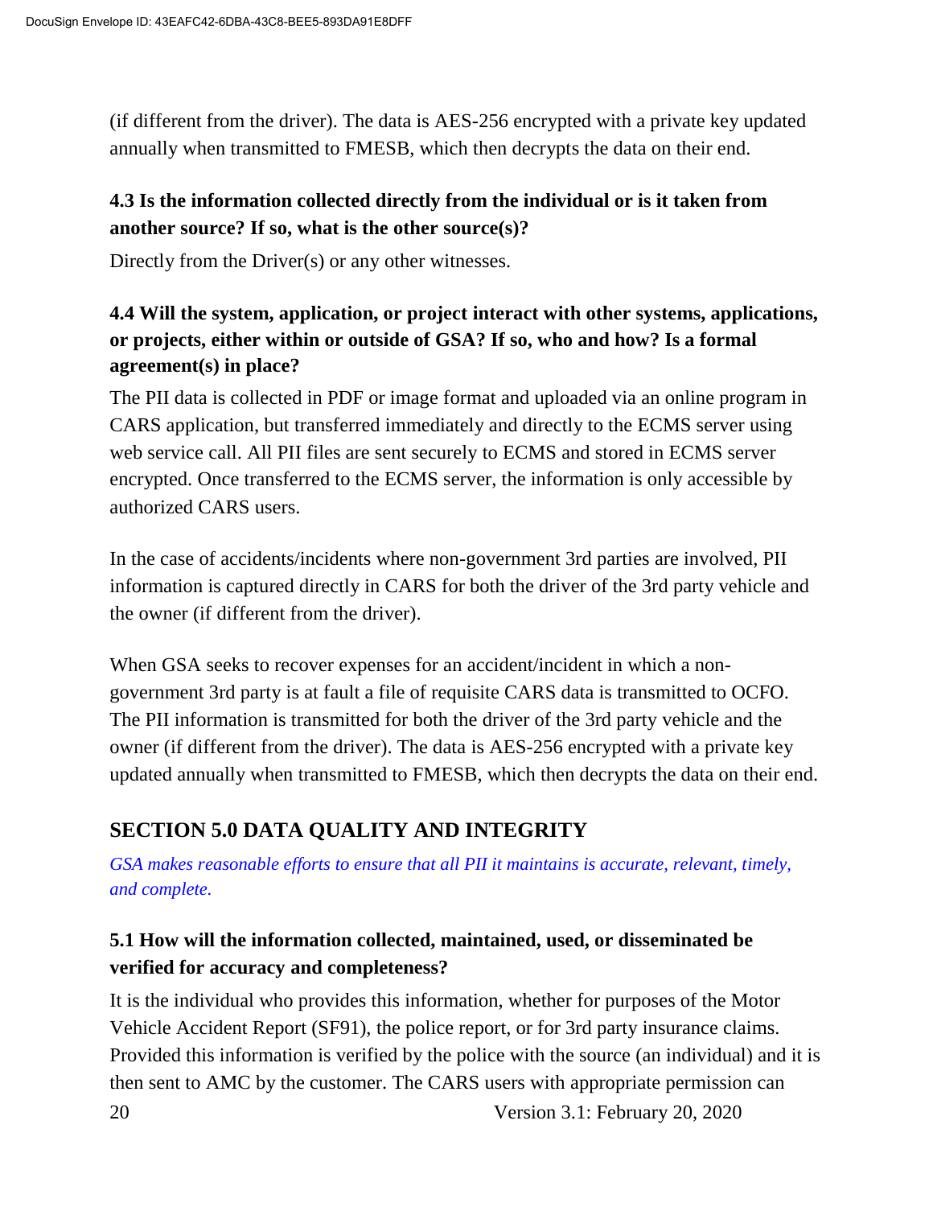(if different from the driver). The data is AES-256 encrypted with a private key updated annually when transmitted to FMESB, which then decrypts the data on their end.

**4.3 Is the information collected directly from the individual or is it taken from another source? If so, what is the other source(s)?**

Directly from the Driver(s) or any other witnesses.

**4.4 Will the system, application, or project interact with other systems, applications, or projects, either within or outside of GSA? If so, who and how? Is a formal agreement(s) in place?**

The PII data is collected in PDF or image format and uploaded via an online program in CARS application, but transferred immediately and directly to the ECMS server using web service call. All PII files are sent securely to ECMS and stored in ECMS server encrypted. Once transferred to the ECMS server, the information is only accessible by authorized CARS users.

In the case of accidents/incidents where non-government 3rd parties are involved, PII information is captured directly in CARS for both the driver of the 3rd party vehicle and the owner (if different from the driver).

When GSA seeks to recover expenses for an accident/incident in which a non-government 3rd party is at fault a file of requisite CARS data is transmitted to OCFO. The PII information is transmitted for both the driver of the 3rd party vehicle and the owner (if different from the driver). The data is AES-256 encrypted with a private key updated annually when transmitted to FMESB, which then decrypts the data on their end.

## SECTION 5.0 DATA QUALITY AND INTEGRITY

*GSA makes reasonable efforts to ensure that all PII it maintains is accurate, relevant, timely, and complete.*

**5.1 How will the information collected, maintained, used, or disseminated be verified for accuracy and completeness?**

It is the individual who provides this information, whether for purposes of the Motor Vehicle Accident Report (SF91), the police report, or for 3rd party insurance claims. Provided this information is verified by the police with the source (an individual) and it is then sent to AMC by the customer. The CARS users with appropriate permission can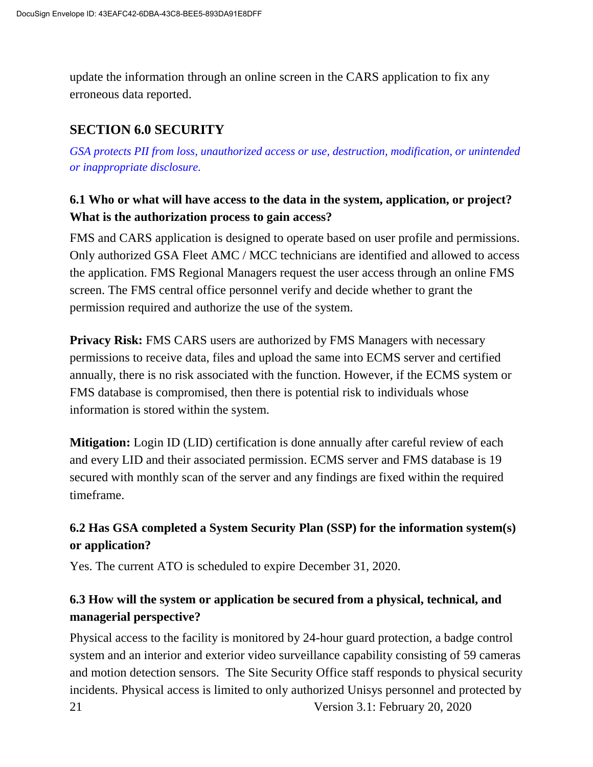update the information through an online screen in the CARS application to fix any erroneous data reported.

## SECTION 6.0 SECURITY

*GSA protects PII from loss, unauthorized access or use, destruction, modification, or unintended or inappropriate disclosure.*

### 6.1 Who or what will have access to the data in the system, application, or project? What is the authorization process to gain access?

FMS and CARS application is designed to operate based on user profile and permissions. Only authorized GSA Fleet AMC / MCC technicians are identified and allowed to access the application. FMS Regional Managers request the user access through an online FMS screen. The FMS central office personnel verify and decide whether to grant the permission required and authorize the use of the system.

**Privacy Risk:** FMS CARS users are authorized by FMS Managers with necessary permissions to receive data, files and upload the same into ECMS server and certified annually, there is no risk associated with the function. However, if the ECMS system or FMS database is compromised, then there is potential risk to individuals whose information is stored within the system.

**Mitigation:** Login ID (LID) certification is done annually after careful review of each and every LID and their associated permission. ECMS server and FMS database is 19 secured with monthly scan of the server and any findings are fixed within the required timeframe.

### 6.2 Has GSA completed a System Security Plan (SSP) for the information system(s) or application?

Yes. The current ATO is scheduled to expire December 31, 2020.

### 6.3 How will the system or application be secured from a physical, technical, and managerial perspective?

Physical access to the facility is monitored by 24-hour guard protection, a badge control system and an interior and exterior video surveillance capability consisting of 59 cameras and motion detection sensors. The Site Security Office staff responds to physical security incidents. Physical access is limited to only authorized Unisys personnel and protected by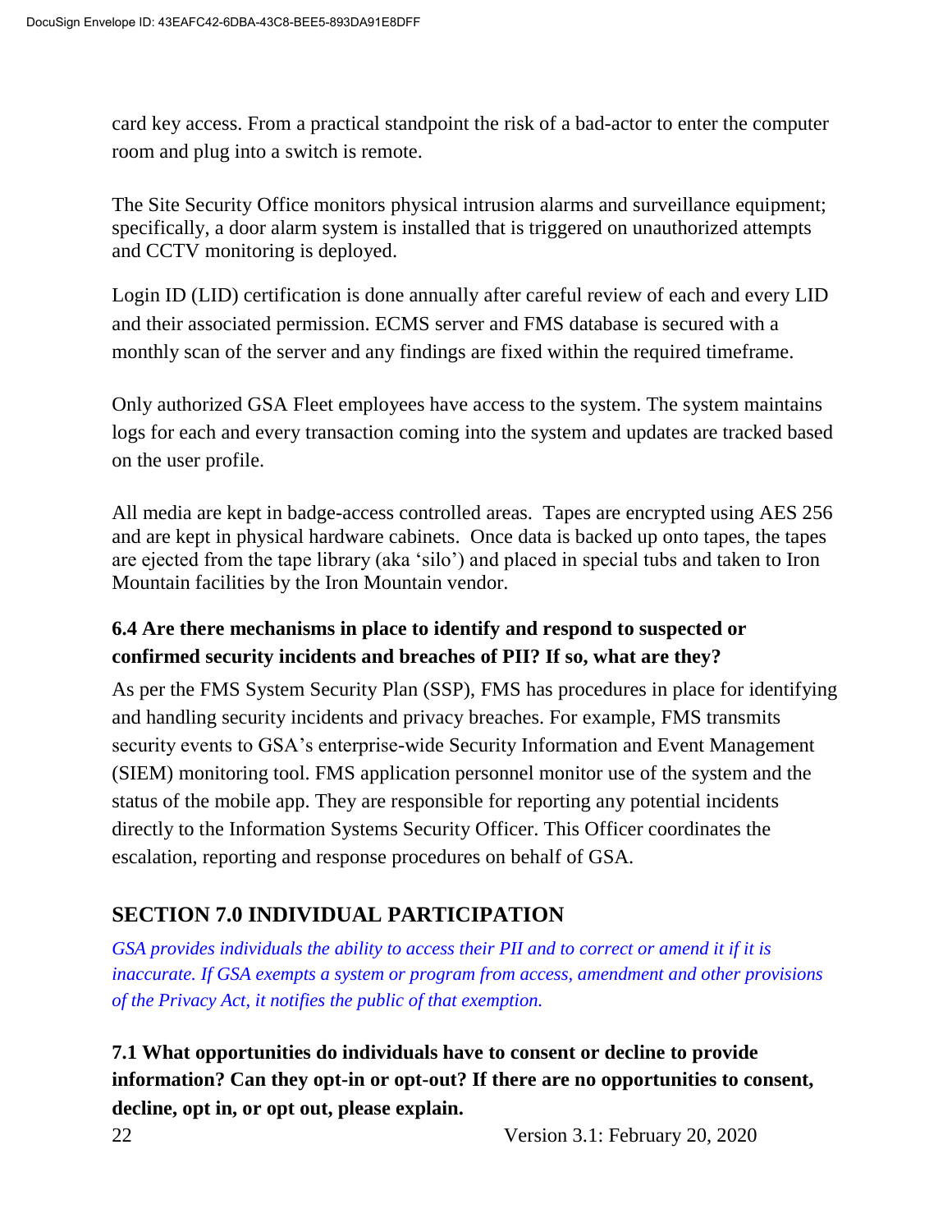card key access. From a practical standpoint the risk of a bad-actor to enter the computer room and plug into a switch is remote.

The Site Security Office monitors physical intrusion alarms and surveillance equipment; specifically, a door alarm system is installed that is triggered on unauthorized attempts and CCTV monitoring is deployed.

Login ID (LID) certification is done annually after careful review of each and every LID and their associated permission. ECMS server and FMS database is secured with a monthly scan of the server and any findings are fixed within the required timeframe.

Only authorized GSA Fleet employees have access to the system. The system maintains logs for each and every transaction coming into the system and updates are tracked based on the user profile.

All media are kept in badge-access controlled areas. Tapes are encrypted using AES 256 and are kept in physical hardware cabinets. Once data is backed up onto tapes, the tapes are ejected from the tape library (aka 'silo') and placed in special tubs and taken to Iron Mountain facilities by the Iron Mountain vendor.

### 6.4 Are there mechanisms in place to identify and respond to suspected or confirmed security incidents and breaches of PII? If so, what are they?

As per the FMS System Security Plan (SSP), FMS has procedures in place for identifying and handling security incidents and privacy breaches. For example, FMS transmits security events to GSA's enterprise-wide Security Information and Event Management (SIEM) monitoring tool. FMS application personnel monitor use of the system and the status of the mobile app. They are responsible for reporting any potential incidents directly to the Information Systems Security Officer. This Officer coordinates the escalation, reporting and response procedures on behalf of GSA.

## SECTION 7.0 INDIVIDUAL PARTICIPATION

*GSA provides individuals the ability to access their PII and to correct or amend it if it is inaccurate. If GSA exempts a system or program from access, amendment and other provisions of the Privacy Act, it notifies the public of that exemption.*

### 7.1 What opportunities do individuals have to consent or decline to provide information? Can they opt-in or opt-out? If there are no opportunities to consent, decline, opt in, or opt out, please explain.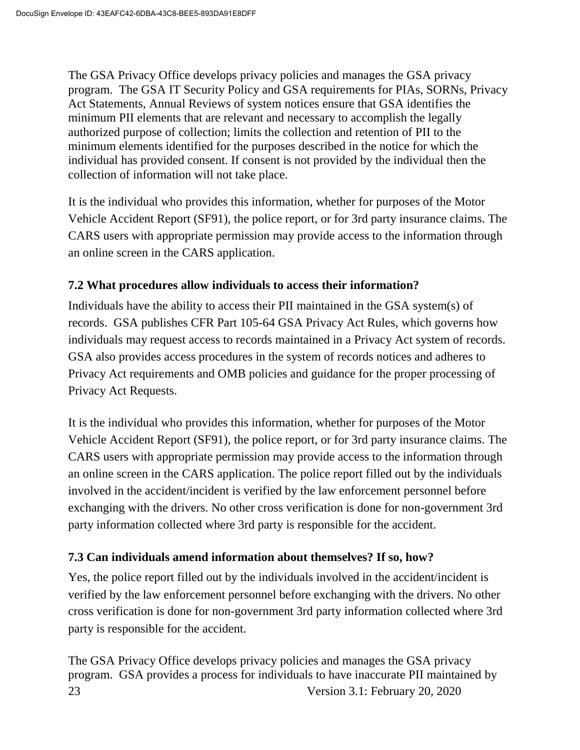The GSA Privacy Office develops privacy policies and manages the GSA privacy program. The GSA IT Security Policy and GSA requirements for PIAs, SORNs, Privacy Act Statements, Annual Reviews of system notices ensure that GSA identifies the minimum PII elements that are relevant and necessary to accomplish the legally authorized purpose of collection; limits the collection and retention of PII to the minimum elements identified for the purposes described in the notice for which the individual has provided consent. If consent is not provided by the individual then the collection of information will not take place.

It is the individual who provides this information, whether for purposes of the Motor Vehicle Accident Report (SF91), the police report, or for 3rd party insurance claims. The CARS users with appropriate permission may provide access to the information through an online screen in the CARS application.

### 7.2 What procedures allow individuals to access their information?

Individuals have the ability to access their PII maintained in the GSA system(s) of records. GSA publishes CFR Part 105-64 GSA Privacy Act Rules, which governs how individuals may request access to records maintained in a Privacy Act system of records. GSA also provides access procedures in the system of records notices and adheres to Privacy Act requirements and OMB policies and guidance for the proper processing of Privacy Act Requests.

It is the individual who provides this information, whether for purposes of the Motor Vehicle Accident Report (SF91), the police report, or for 3rd party insurance claims. The CARS users with appropriate permission may provide access to the information through an online screen in the CARS application. The police report filled out by the individuals involved in the accident/incident is verified by the law enforcement personnel before exchanging with the drivers. No other cross verification is done for non-government 3rd party information collected where 3rd party is responsible for the accident.

### 7.3 Can individuals amend information about themselves? If so, how?

Yes, the police report filled out by the individuals involved in the accident/incident is verified by the law enforcement personnel before exchanging with the drivers. No other cross verification is done for non-government 3rd party information collected where 3rd party is responsible for the accident.

The GSA Privacy Office develops privacy policies and manages the GSA privacy program. GSA provides a process for individuals to have inaccurate PII maintained by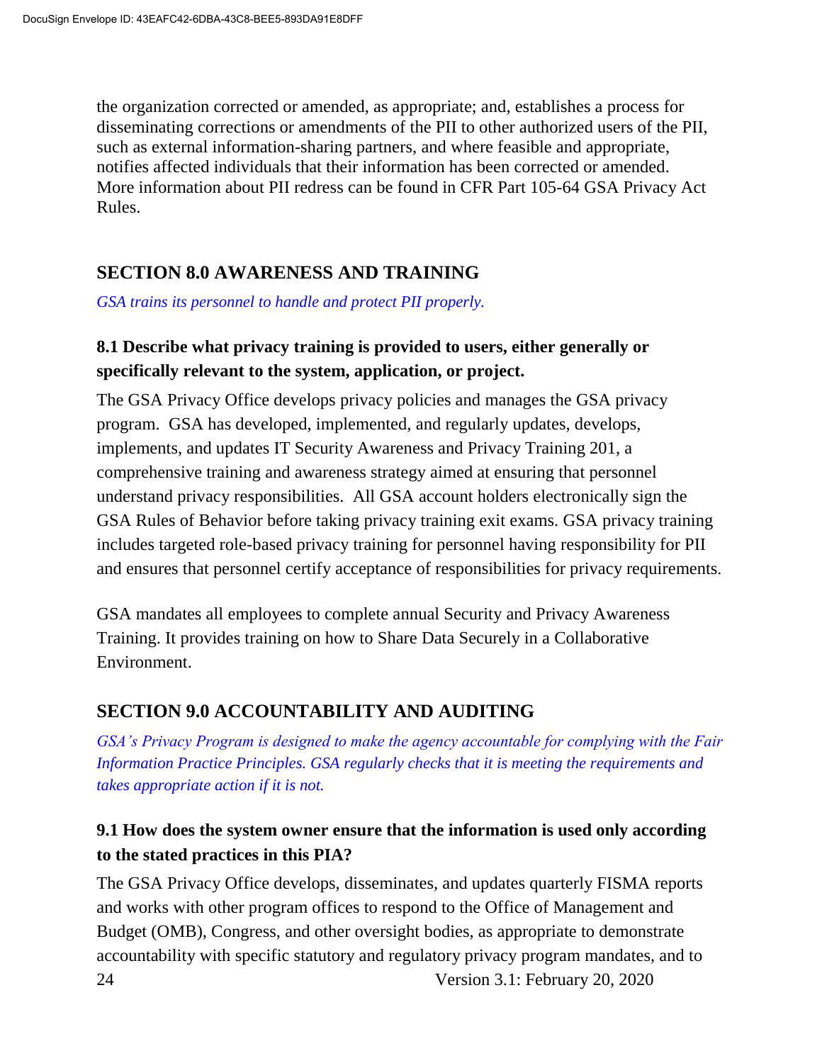the organization corrected or amended, as appropriate; and, establishes a process for disseminating corrections or amendments of the PII to other authorized users of the PII, such as external information-sharing partners, and where feasible and appropriate, notifies affected individuals that their information has been corrected or amended. More information about PII redress can be found in CFR Part 105-64 GSA Privacy Act Rules.

## SECTION 8.0 AWARENESS AND TRAINING

*GSA trains its personnel to handle and protect PII properly.*

### 8.1 Describe what privacy training is provided to users, either generally or specifically relevant to the system, application, or project.

The GSA Privacy Office develops privacy policies and manages the GSA privacy program. GSA has developed, implemented, and regularly updates, develops, implements, and updates IT Security Awareness and Privacy Training 201, a comprehensive training and awareness strategy aimed at ensuring that personnel understand privacy responsibilities. All GSA account holders electronically sign the GSA Rules of Behavior before taking privacy training exit exams. GSA privacy training includes targeted role-based privacy training for personnel having responsibility for PII and ensures that personnel certify acceptance of responsibilities for privacy requirements.

GSA mandates all employees to complete annual Security and Privacy Awareness Training. It provides training on how to Share Data Securely in a Collaborative Environment.

## SECTION 9.0 ACCOUNTABILITY AND AUDITING

*GSA's Privacy Program is designed to make the agency accountable for complying with the Fair Information Practice Principles. GSA regularly checks that it is meeting the requirements and takes appropriate action if it is not.*

### 9.1 How does the system owner ensure that the information is used only according to the stated practices in this PIA?

The GSA Privacy Office develops, disseminates, and updates quarterly FISMA reports and works with other program offices to respond to the Office of Management and Budget (OMB), Congress, and other oversight bodies, as appropriate to demonstrate accountability with specific statutory and regulatory privacy program mandates, and to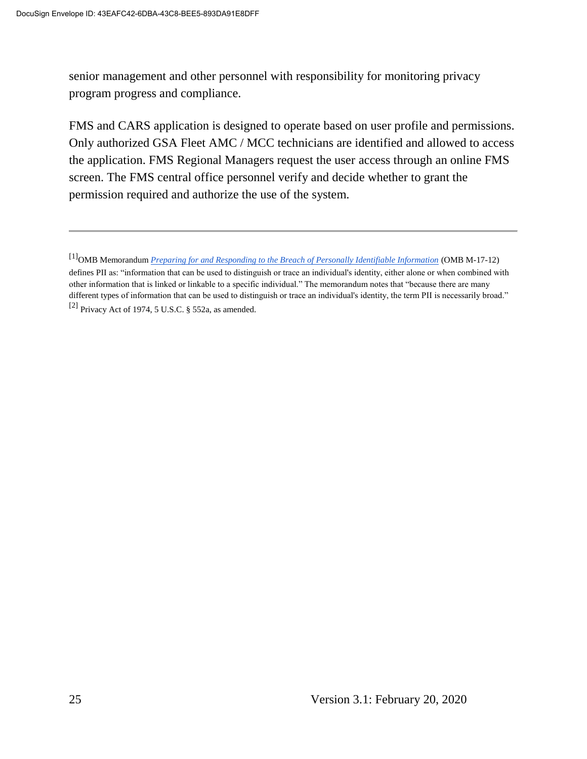senior management and other personnel with responsibility for monitoring privacy program progress and compliance.

FMS and CARS application is designed to operate based on user profile and permissions. Only authorized GSA Fleet AMC / MCC technicians are identified and allowed to access the application. FMS Regional Managers request the user access through an online FMS screen. The FMS central office personnel verify and decide whether to grant the permission required and authorize the use of the system.

---

[1]OMB Memorandum *Preparing for and Responding to the Breach of Personally Identifiable Information* (OMB M-17-12) defines PII as: "information that can be used to distinguish or trace an individual's identity, either alone or when combined with other information that is linked or linkable to a specific individual." The memorandum notes that "because there are many different types of information that can be used to distinguish or trace an individual's identity, the term PII is necessarily broad."

[2] Privacy Act of 1974, 5 U.S.C. § 552a, as amended.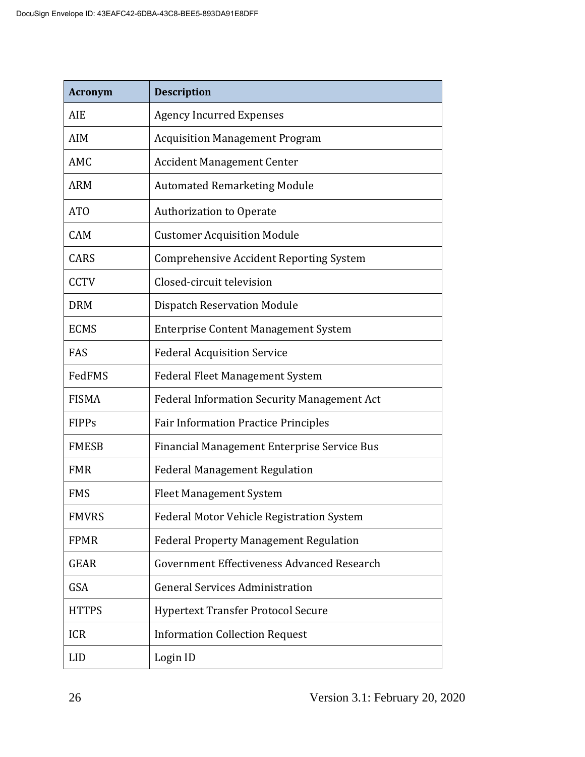| Acronym | Description |
|---|---|
| AIE | Agency Incurred Expenses |
| AIM | Acquisition Management Program |
| AMC | Accident Management Center |
| ARM | Automated Remarketing Module |
| ATO | Authorization to Operate |
| CAM | Customer Acquisition Module |
| CARS | Comprehensive Accident Reporting System |
| CCTV | Closed-circuit television |
| DRM | Dispatch Reservation Module |
| ECMS | Enterprise Content Management System |
| FAS | Federal Acquisition Service |
| FedFMS | Federal Fleet Management System |
| FISMA | Federal Information Security Management Act |
| FIPPs | Fair Information Practice Principles |
| FMESB | Financial Management Enterprise Service Bus |
| FMR | Federal Management Regulation |
| FMS | Fleet Management System |
| FMVRS | Federal Motor Vehicle Registration System |
| FPMR | Federal Property Management Regulation |
| GEAR | Government Effectiveness Advanced Research |
| GSA | General Services Administration |
| HTTPS | Hypertext Transfer Protocol Secure |
| ICR | Information Collection Request |
| LID | Login ID |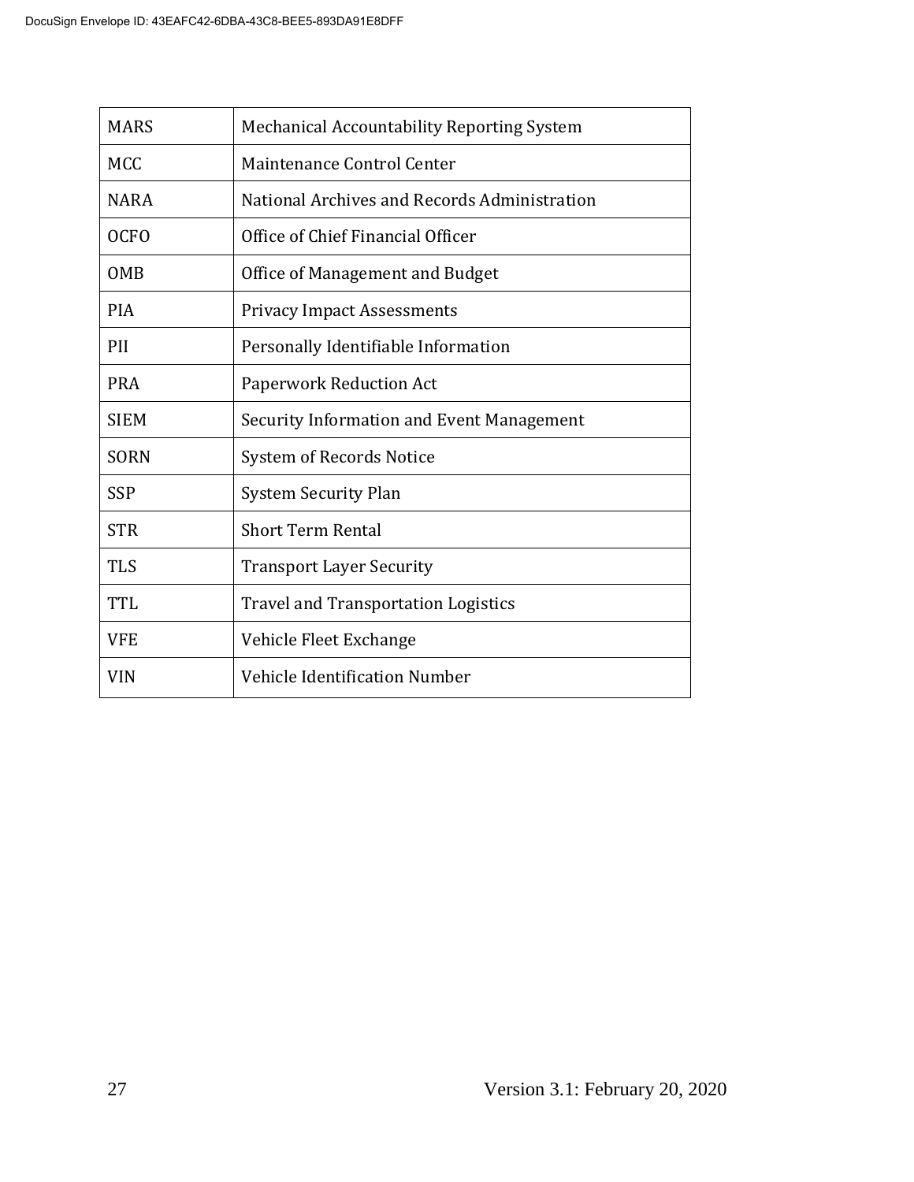| | |
|---|---|
| MARS | Mechanical Accountability Reporting System |
| MCC | Maintenance Control Center |
| NARA | National Archives and Records Administration |
| OCFO | Office of Chief Financial Officer |
| OMB | Office of Management and Budget |
| PIA | Privacy Impact Assessments |
| PII | Personally Identifiable Information |
| PRA | Paperwork Reduction Act |
| SIEM | Security Information and Event Management |
| SORN | System of Records Notice |
| SSP | System Security Plan |
| STR | Short Term Rental |
| TLS | Transport Layer Security |
| TTL | Travel and Transportation Logistics |
| VFE | Vehicle Fleet Exchange |
| VIN | Vehicle Identification Number |